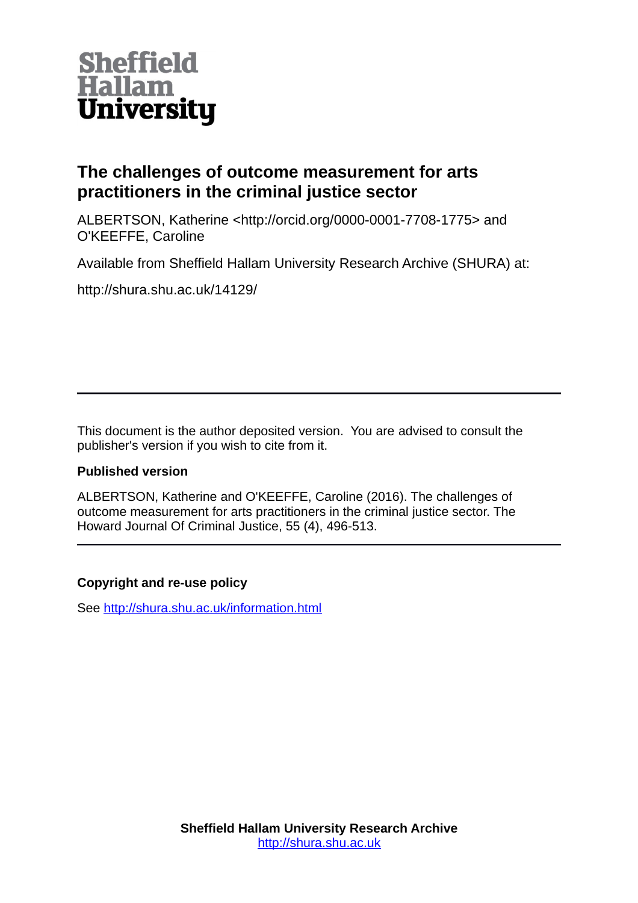Sheffield Hallam University

# The challenges of outcome measurement for arts practitioners in the criminal justice sector

ALBERTSON, Katherine <http://orcid.org/0000-0001-7708-1775> and O'KEEFFE, Caroline

Available from Sheffield Hallam University Research Archive (SHURA) at:

http://shura.shu.ac.uk/14129/

---

This document is the author deposited version. You are advised to consult the publisher's version if you wish to cite from it.

**Published version**

ALBERTSON, Katherine and O'KEEFFE, Caroline (2016). The challenges of outcome measurement for arts practitioners in the criminal justice sector. The Howard Journal Of Criminal Justice, 55 (4), 496-513.

---

**Copyright and re-use policy**

See http://shura.shu.ac.uk/information.html

**Sheffield Hallam University Research Archive**
http://shura.shu.ac.uk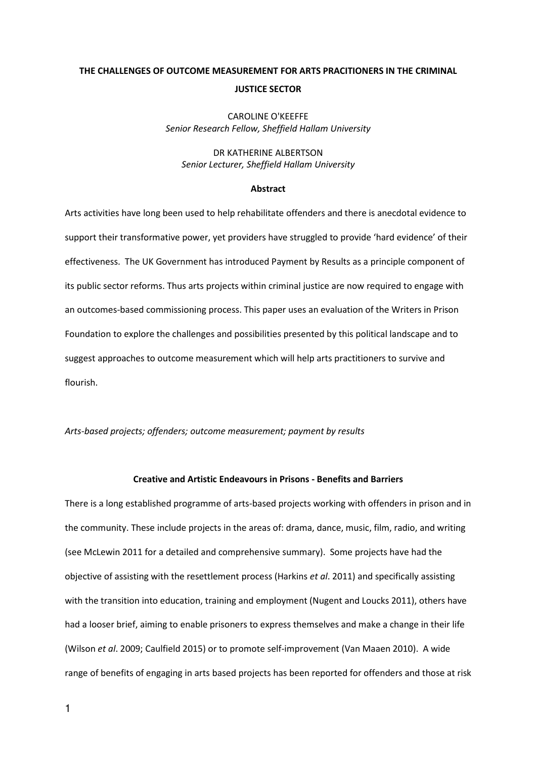**THE CHALLENGES OF OUTCOME MEASUREMENT FOR ARTS PRACITIONERS IN THE CRIMINAL JUSTICE SECTOR**

CAROLINE O'KEEFFE
*Senior Research Fellow, Sheffield Hallam University*

DR KATHERINE ALBERTSON
*Senior Lecturer, Sheffield Hallam University*

**Abstract**

Arts activities have long been used to help rehabilitate offenders and there is anecdotal evidence to support their transformative power, yet providers have struggled to provide 'hard evidence' of their effectiveness. The UK Government has introduced Payment by Results as a principle component of its public sector reforms. Thus arts projects within criminal justice are now required to engage with an outcomes-based commissioning process. This paper uses an evaluation of the Writers in Prison Foundation to explore the challenges and possibilities presented by this political landscape and to suggest approaches to outcome measurement which will help arts practitioners to survive and flourish.

*Arts-based projects; offenders; outcome measurement; payment by results*

## Creative and Artistic Endeavours in Prisons - Benefits and Barriers

There is a long established programme of arts-based projects working with offenders in prison and in the community. These include projects in the areas of: drama, dance, music, film, radio, and writing (see McLewin 2011 for a detailed and comprehensive summary). Some projects have had the objective of assisting with the resettlement process (Harkins *et al*. 2011) and specifically assisting with the transition into education, training and employment (Nugent and Loucks 2011), others have had a looser brief, aiming to enable prisoners to express themselves and make a change in their life (Wilson *et al*. 2009; Caulfield 2015) or to promote self-improvement (Van Maaen 2010). A wide range of benefits of engaging in arts based projects has been reported for offenders and those at risk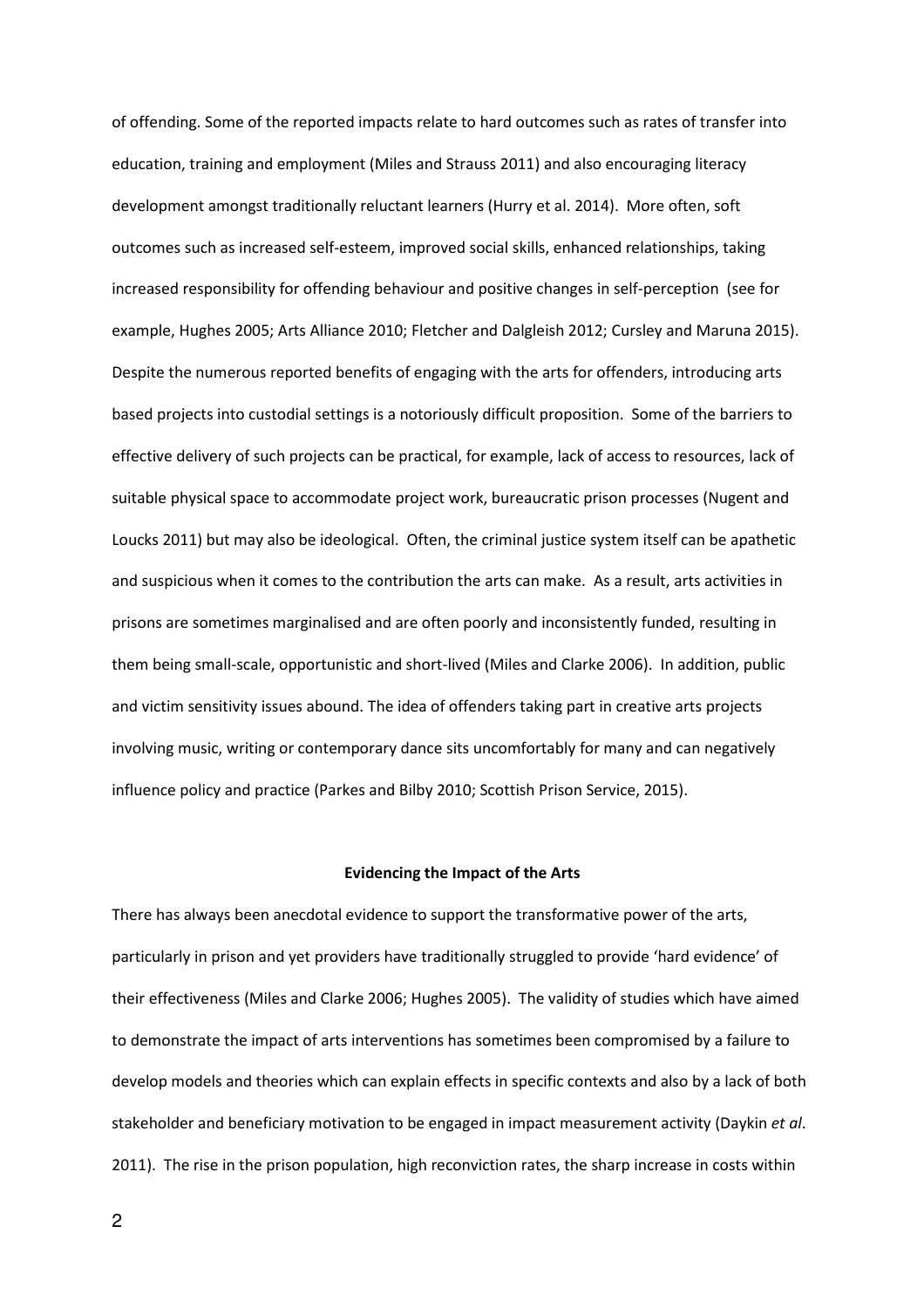of offending. Some of the reported impacts relate to hard outcomes such as rates of transfer into education, training and employment (Miles and Strauss 2011) and also encouraging literacy development amongst traditionally reluctant learners (Hurry et al. 2014). More often, soft outcomes such as increased self-esteem, improved social skills, enhanced relationships, taking increased responsibility for offending behaviour and positive changes in self-perception (see for example, Hughes 2005; Arts Alliance 2010; Fletcher and Dalgleish 2012; Cursley and Maruna 2015). Despite the numerous reported benefits of engaging with the arts for offenders, introducing arts based projects into custodial settings is a notoriously difficult proposition. Some of the barriers to effective delivery of such projects can be practical, for example, lack of access to resources, lack of suitable physical space to accommodate project work, bureaucratic prison processes (Nugent and Loucks 2011) but may also be ideological. Often, the criminal justice system itself can be apathetic and suspicious when it comes to the contribution the arts can make. As a result, arts activities in prisons are sometimes marginalised and are often poorly and inconsistently funded, resulting in them being small-scale, opportunistic and short-lived (Miles and Clarke 2006). In addition, public and victim sensitivity issues abound. The idea of offenders taking part in creative arts projects involving music, writing or contemporary dance sits uncomfortably for many and can negatively influence policy and practice (Parkes and Bilby 2010; Scottish Prison Service, 2015).

## Evidencing the Impact of the Arts

There has always been anecdotal evidence to support the transformative power of the arts, particularly in prison and yet providers have traditionally struggled to provide 'hard evidence' of their effectiveness (Miles and Clarke 2006; Hughes 2005). The validity of studies which have aimed to demonstrate the impact of arts interventions has sometimes been compromised by a failure to develop models and theories which can explain effects in specific contexts and also by a lack of both stakeholder and beneficiary motivation to be engaged in impact measurement activity (Daykin *et al*. 2011). The rise in the prison population, high reconviction rates, the sharp increase in costs within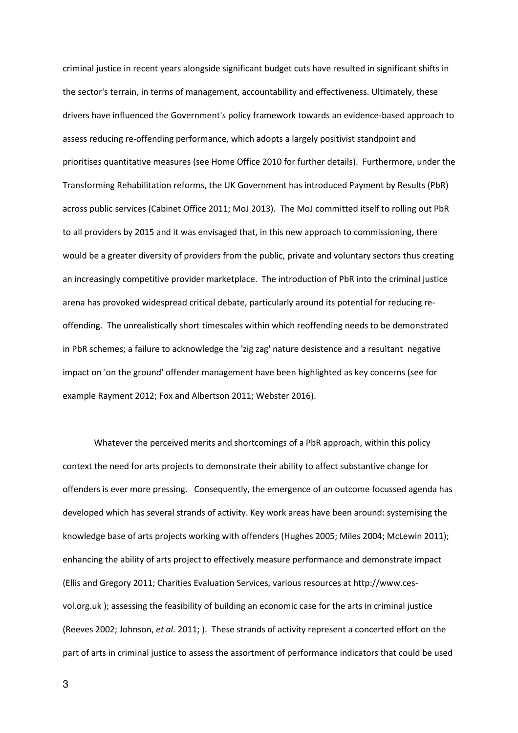criminal justice in recent years alongside significant budget cuts have resulted in significant shifts in the sector's terrain, in terms of management, accountability and effectiveness. Ultimately, these drivers have influenced the Government's policy framework towards an evidence-based approach to assess reducing re-offending performance, which adopts a largely positivist standpoint and prioritises quantitative measures (see Home Office 2010 for further details). Furthermore, under the Transforming Rehabilitation reforms, the UK Government has introduced Payment by Results (PbR) across public services (Cabinet Office 2011; MoJ 2013). The MoJ committed itself to rolling out PbR to all providers by 2015 and it was envisaged that, in this new approach to commissioning, there would be a greater diversity of providers from the public, private and voluntary sectors thus creating an increasingly competitive provider marketplace. The introduction of PbR into the criminal justice arena has provoked widespread critical debate, particularly around its potential for reducing re-offending. The unrealistically short timescales within which reoffending needs to be demonstrated in PbR schemes; a failure to acknowledge the 'zig zag' nature desistence and a resultant negative impact on 'on the ground' offender management have been highlighted as key concerns (see for example Rayment 2012; Fox and Albertson 2011; Webster 2016).

Whatever the perceived merits and shortcomings of a PbR approach, within this policy context the need for arts projects to demonstrate their ability to affect substantive change for offenders is ever more pressing. Consequently, the emergence of an outcome focussed agenda has developed which has several strands of activity. Key work areas have been around: systemising the knowledge base of arts projects working with offenders (Hughes 2005; Miles 2004; McLewin 2011); enhancing the ability of arts project to effectively measure performance and demonstrate impact (Ellis and Gregory 2011; Charities Evaluation Services, various resources at http://www.ces-vol.org.uk ); assessing the feasibility of building an economic case for the arts in criminal justice (Reeves 2002; Johnson, *et al*. 2011; ). These strands of activity represent a concerted effort on the part of arts in criminal justice to assess the assortment of performance indicators that could be used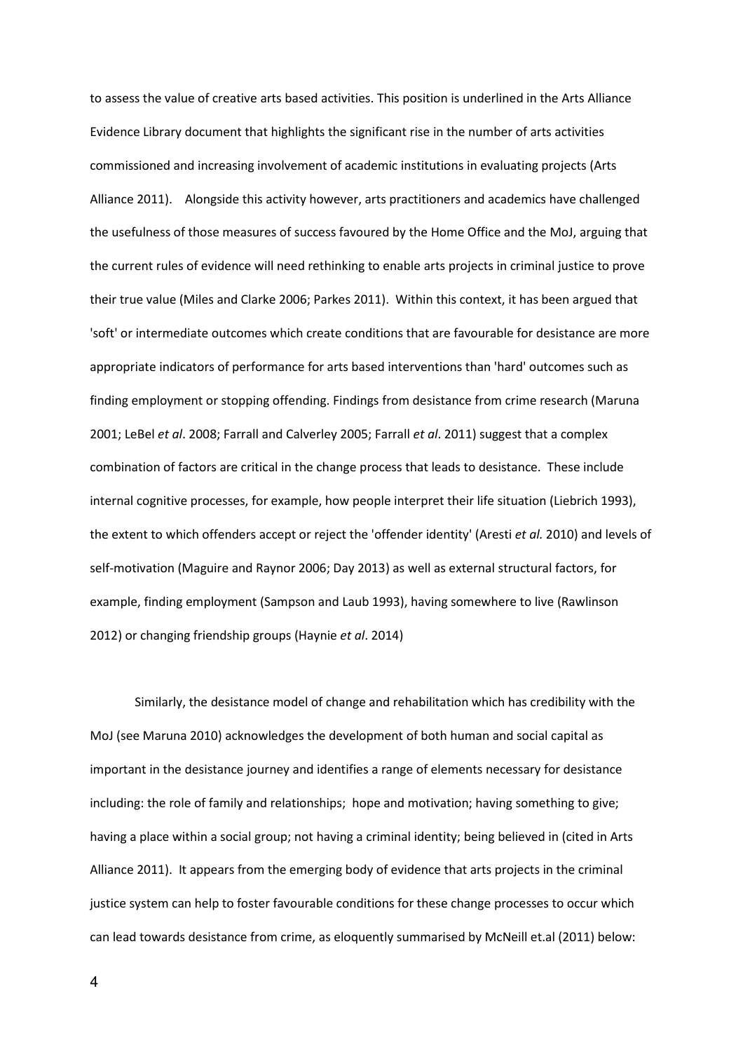to assess the value of creative arts based activities. This position is underlined in the Arts Alliance Evidence Library document that highlights the significant rise in the number of arts activities commissioned and increasing involvement of academic institutions in evaluating projects (Arts Alliance 2011). Alongside this activity however, arts practitioners and academics have challenged the usefulness of those measures of success favoured by the Home Office and the MoJ, arguing that the current rules of evidence will need rethinking to enable arts projects in criminal justice to prove their true value (Miles and Clarke 2006; Parkes 2011). Within this context, it has been argued that 'soft' or intermediate outcomes which create conditions that are favourable for desistance are more appropriate indicators of performance for arts based interventions than 'hard' outcomes such as finding employment or stopping offending. Findings from desistance from crime research (Maruna 2001; LeBel *et al*. 2008; Farrall and Calverley 2005; Farrall *et al*. 2011) suggest that a complex combination of factors are critical in the change process that leads to desistance. These include internal cognitive processes, for example, how people interpret their life situation (Liebrich 1993), the extent to which offenders accept or reject the 'offender identity' (Aresti *et al.* 2010) and levels of self-motivation (Maguire and Raynor 2006; Day 2013) as well as external structural factors, for example, finding employment (Sampson and Laub 1993), having somewhere to live (Rawlinson 2012) or changing friendship groups (Haynie *et al*. 2014)

Similarly, the desistance model of change and rehabilitation which has credibility with the MoJ (see Maruna 2010) acknowledges the development of both human and social capital as important in the desistance journey and identifies a range of elements necessary for desistance including: the role of family and relationships; hope and motivation; having something to give; having a place within a social group; not having a criminal identity; being believed in (cited in Arts Alliance 2011). It appears from the emerging body of evidence that arts projects in the criminal justice system can help to foster favourable conditions for these change processes to occur which can lead towards desistance from crime, as eloquently summarised by McNeill et.al (2011) below: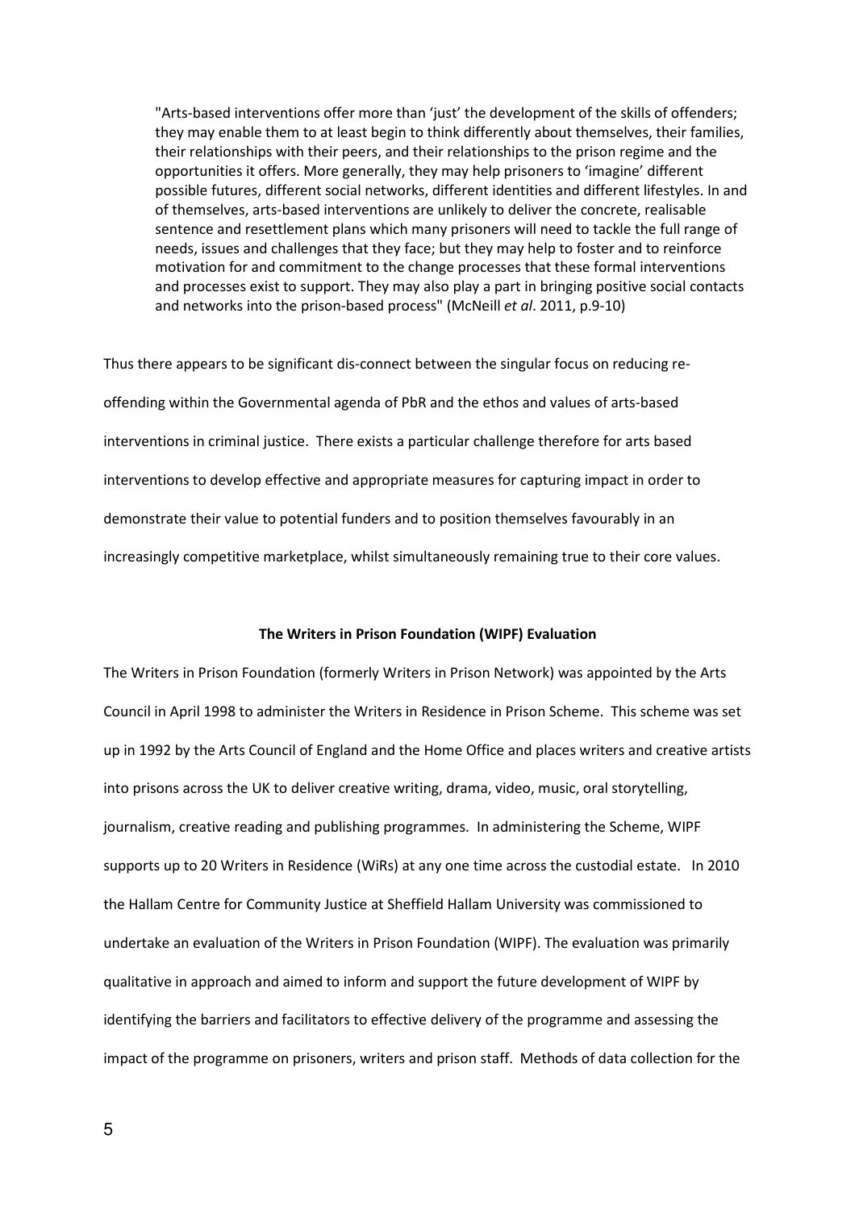> "Arts-based interventions offer more than 'just' the development of the skills of offenders; they may enable them to at least begin to think differently about themselves, their families, their relationships with their peers, and their relationships to the prison regime and the opportunities it offers. More generally, they may help prisoners to 'imagine' different possible futures, different social networks, different identities and different lifestyles. In and of themselves, arts-based interventions are unlikely to deliver the concrete, realisable sentence and resettlement plans which many prisoners will need to tackle the full range of needs, issues and challenges that they face; but they may help to foster and to reinforce motivation for and commitment to the change processes that these formal interventions and processes exist to support. They may also play a part in bringing positive social contacts and networks into the prison-based process" (McNeill *et al*. 2011, p.9-10)

Thus there appears to be significant dis-connect between the singular focus on reducing re-offending within the Governmental agenda of PbR and the ethos and values of arts-based interventions in criminal justice. There exists a particular challenge therefore for arts based interventions to develop effective and appropriate measures for capturing impact in order to demonstrate their value to potential funders and to position themselves favourably in an increasingly competitive marketplace, whilst simultaneously remaining true to their core values.

## The Writers in Prison Foundation (WIPF) Evaluation

The Writers in Prison Foundation (formerly Writers in Prison Network) was appointed by the Arts Council in April 1998 to administer the Writers in Residence in Prison Scheme. This scheme was set up in 1992 by the Arts Council of England and the Home Office and places writers and creative artists into prisons across the UK to deliver creative writing, drama, video, music, oral storytelling, journalism, creative reading and publishing programmes. In administering the Scheme, WIPF supports up to 20 Writers in Residence (WiRs) at any one time across the custodial estate. In 2010 the Hallam Centre for Community Justice at Sheffield Hallam University was commissioned to undertake an evaluation of the Writers in Prison Foundation (WIPF). The evaluation was primarily qualitative in approach and aimed to inform and support the future development of WIPF by identifying the barriers and facilitators to effective delivery of the programme and assessing the impact of the programme on prisoners, writers and prison staff. Methods of data collection for the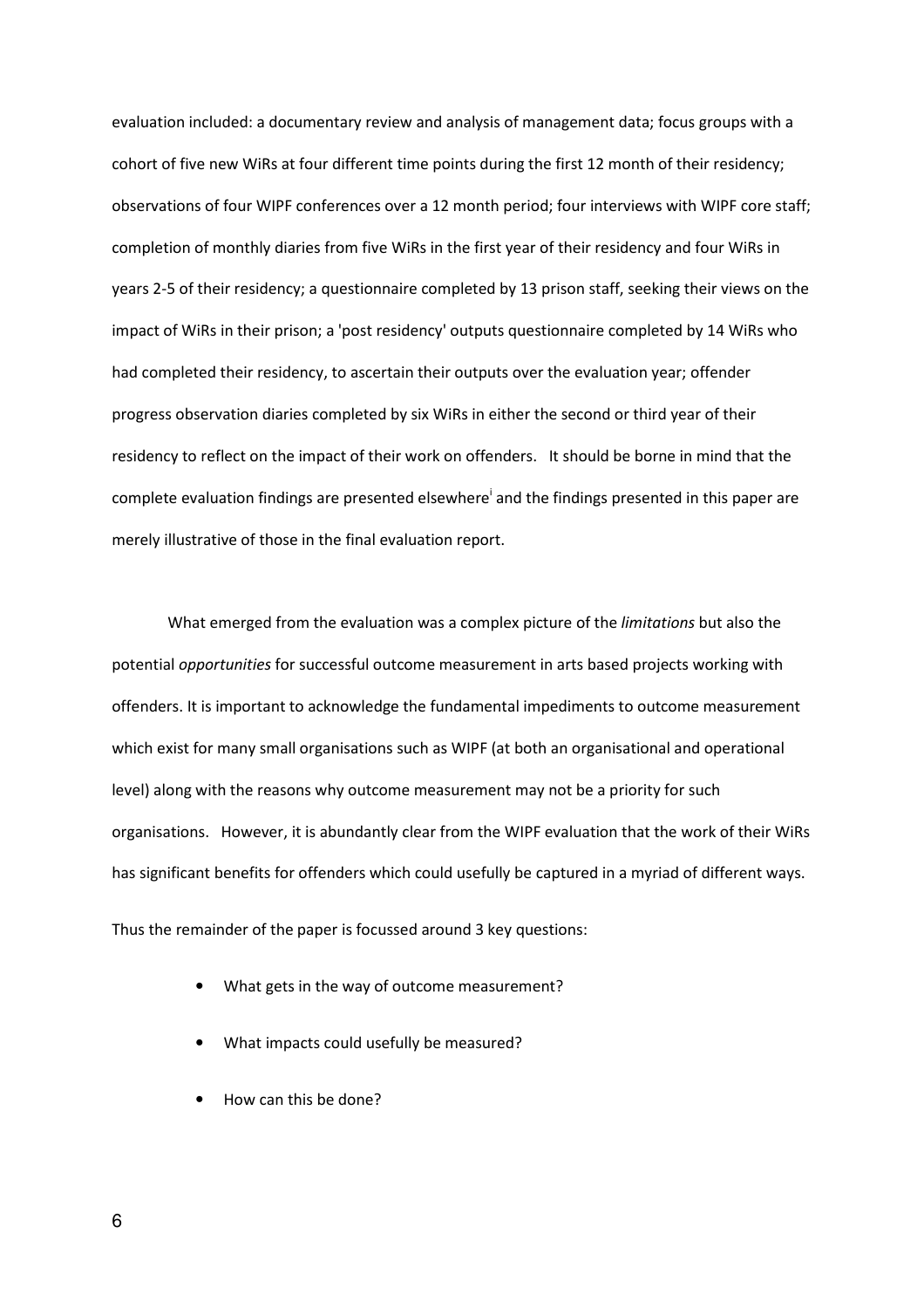evaluation included: a documentary review and analysis of management data; focus groups with a cohort of five new WiRs at four different time points during the first 12 month of their residency; observations of four WIPF conferences over a 12 month period; four interviews with WIPF core staff; completion of monthly diaries from five WiRs in the first year of their residency and four WiRs in years 2-5 of their residency; a questionnaire completed by 13 prison staff, seeking their views on the impact of WiRs in their prison; a 'post residency' outputs questionnaire completed by 14 WiRs who had completed their residency, to ascertain their outputs over the evaluation year; offender progress observation diaries completed by six WiRs in either the second or third year of their residency to reflect on the impact of their work on offenders. It should be borne in mind that the complete evaluation findings are presented elsewhere[i] and the findings presented in this paper are merely illustrative of those in the final evaluation report.

What emerged from the evaluation was a complex picture of the *limitations* but also the potential *opportunities* for successful outcome measurement in arts based projects working with offenders. It is important to acknowledge the fundamental impediments to outcome measurement which exist for many small organisations such as WIPF (at both an organisational and operational level) along with the reasons why outcome measurement may not be a priority for such organisations. However, it is abundantly clear from the WIPF evaluation that the work of their WiRs has significant benefits for offenders which could usefully be captured in a myriad of different ways.

Thus the remainder of the paper is focussed around 3 key questions:

- What gets in the way of outcome measurement?
- What impacts could usefully be measured?
- How can this be done?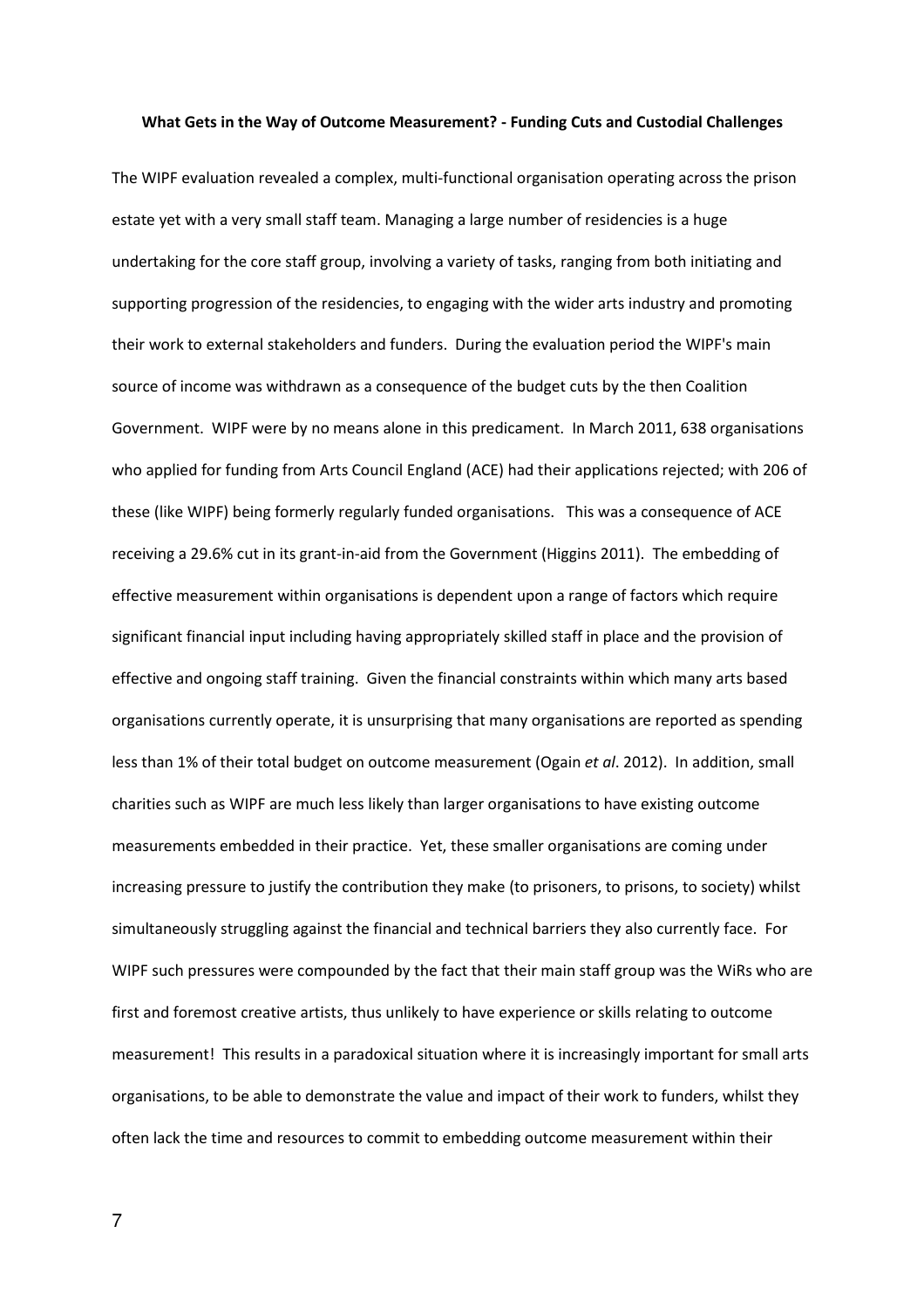**What Gets in the Way of Outcome Measurement? - Funding Cuts and Custodial Challenges**

The WIPF evaluation revealed a complex, multi-functional organisation operating across the prison estate yet with a very small staff team. Managing a large number of residencies is a huge undertaking for the core staff group, involving a variety of tasks, ranging from both initiating and supporting progression of the residencies, to engaging with the wider arts industry and promoting their work to external stakeholders and funders. During the evaluation period the WIPF's main source of income was withdrawn as a consequence of the budget cuts by the then Coalition Government. WIPF were by no means alone in this predicament. In March 2011, 638 organisations who applied for funding from Arts Council England (ACE) had their applications rejected; with 206 of these (like WIPF) being formerly regularly funded organisations. This was a consequence of ACE receiving a 29.6% cut in its grant-in-aid from the Government (Higgins 2011). The embedding of effective measurement within organisations is dependent upon a range of factors which require significant financial input including having appropriately skilled staff in place and the provision of effective and ongoing staff training. Given the financial constraints within which many arts based organisations currently operate, it is unsurprising that many organisations are reported as spending less than 1% of their total budget on outcome measurement (Ogain *et al*. 2012). In addition, small charities such as WIPF are much less likely than larger organisations to have existing outcome measurements embedded in their practice. Yet, these smaller organisations are coming under increasing pressure to justify the contribution they make (to prisoners, to prisons, to society) whilst simultaneously struggling against the financial and technical barriers they also currently face. For WIPF such pressures were compounded by the fact that their main staff group was the WiRs who are first and foremost creative artists, thus unlikely to have experience or skills relating to outcome measurement! This results in a paradoxical situation where it is increasingly important for small arts organisations, to be able to demonstrate the value and impact of their work to funders, whilst they often lack the time and resources to commit to embedding outcome measurement within their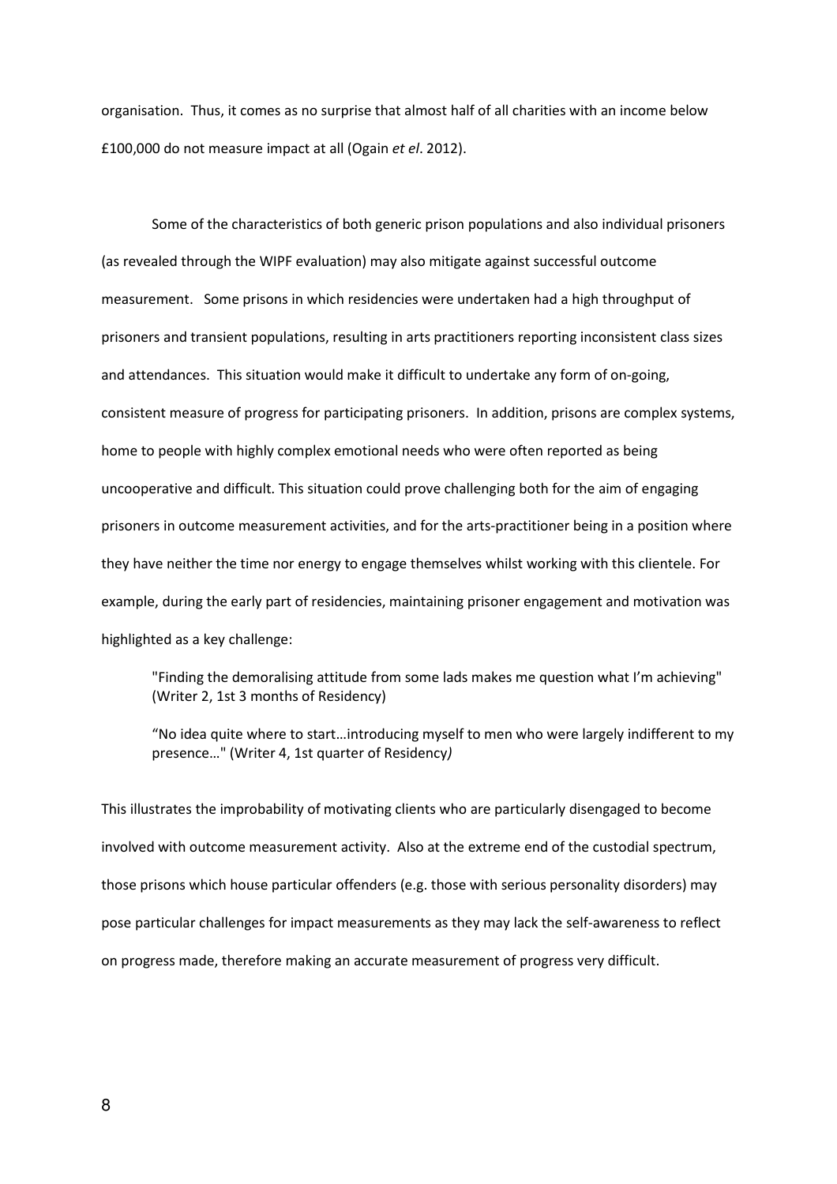organisation. Thus, it comes as no surprise that almost half of all charities with an income below £100,000 do not measure impact at all (Ogain *et el*. 2012).

Some of the characteristics of both generic prison populations and also individual prisoners (as revealed through the WIPF evaluation) may also mitigate against successful outcome measurement. Some prisons in which residencies were undertaken had a high throughput of prisoners and transient populations, resulting in arts practitioners reporting inconsistent class sizes and attendances. This situation would make it difficult to undertake any form of on-going, consistent measure of progress for participating prisoners. In addition, prisons are complex systems, home to people with highly complex emotional needs who were often reported as being uncooperative and difficult. This situation could prove challenging both for the aim of engaging prisoners in outcome measurement activities, and for the arts-practitioner being in a position where they have neither the time nor energy to engage themselves whilst working with this clientele. For example, during the early part of residencies, maintaining prisoner engagement and motivation was highlighted as a key challenge:

> "Finding the demoralising attitude from some lads makes me question what I'm achieving" (Writer 2, 1st 3 months of Residency)

> "No idea quite where to start…introducing myself to men who were largely indifferent to my presence…" (Writer 4, 1st quarter of Residency)

This illustrates the improbability of motivating clients who are particularly disengaged to become involved with outcome measurement activity. Also at the extreme end of the custodial spectrum, those prisons which house particular offenders (e.g. those with serious personality disorders) may pose particular challenges for impact measurements as they may lack the self-awareness to reflect on progress made, therefore making an accurate measurement of progress very difficult.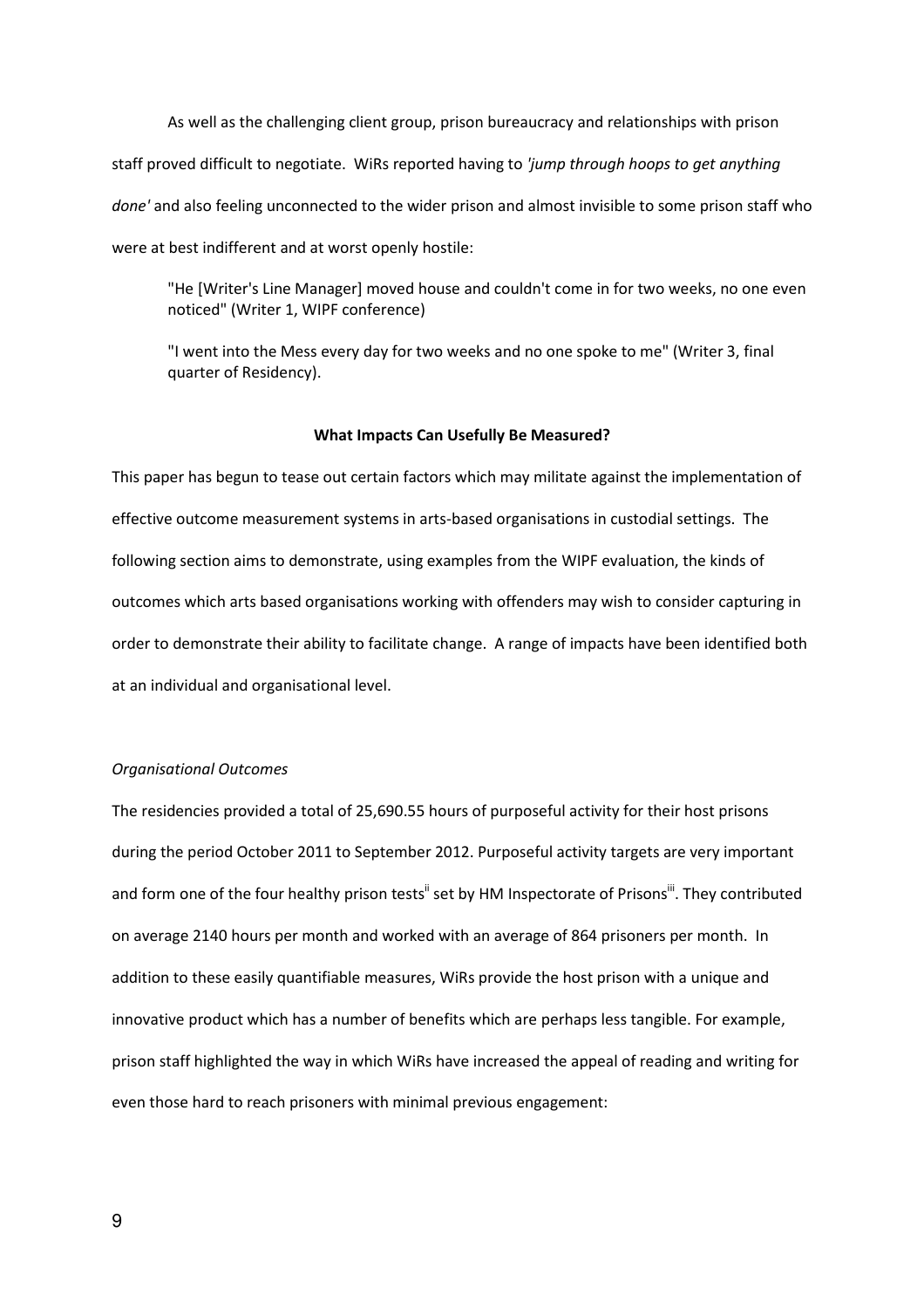As well as the challenging client group, prison bureaucracy and relationships with prison staff proved difficult to negotiate. WiRs reported having to *'jump through hoops to get anything done'* and also feeling unconnected to the wider prison and almost invisible to some prison staff who were at best indifferent and at worst openly hostile:

> "He [Writer's Line Manager] moved house and couldn't come in for two weeks, no one even noticed" (Writer 1, WIPF conference)

> "I went into the Mess every day for two weeks and no one spoke to me" (Writer 3, final quarter of Residency).

**What Impacts Can Usefully Be Measured?**

This paper has begun to tease out certain factors which may militate against the implementation of effective outcome measurement systems in arts-based organisations in custodial settings. The following section aims to demonstrate, using examples from the WIPF evaluation, the kinds of outcomes which arts based organisations working with offenders may wish to consider capturing in order to demonstrate their ability to facilitate change. A range of impacts have been identified both at an individual and organisational level.

*Organisational Outcomes*

The residencies provided a total of 25,690.55 hours of purposeful activity for their host prisons during the period October 2011 to September 2012. Purposeful activity targets are very important and form one of the four healthy prison tests[ii] set by HM Inspectorate of Prisons[iii]. They contributed on average 2140 hours per month and worked with an average of 864 prisoners per month. In addition to these easily quantifiable measures, WiRs provide the host prison with a unique and innovative product which has a number of benefits which are perhaps less tangible. For example, prison staff highlighted the way in which WiRs have increased the appeal of reading and writing for even those hard to reach prisoners with minimal previous engagement: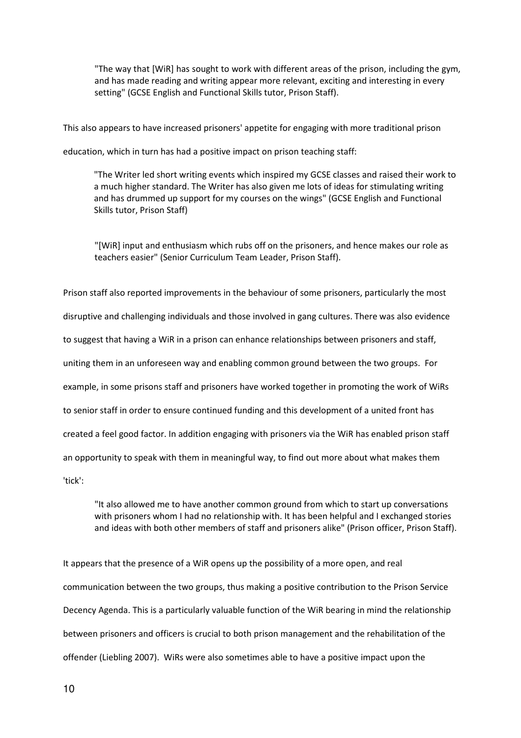> "The way that [WiR] has sought to work with different areas of the prison, including the gym, and has made reading and writing appear more relevant, exciting and interesting in every setting" (GCSE English and Functional Skills tutor, Prison Staff).

This also appears to have increased prisoners' appetite for engaging with more traditional prison education, which in turn has had a positive impact on prison teaching staff:

> "The Writer led short writing events which inspired my GCSE classes and raised their work to a much higher standard. The Writer has also given me lots of ideas for stimulating writing and has drummed up support for my courses on the wings" (GCSE English and Functional Skills tutor, Prison Staff)

> "[WiR] input and enthusiasm which rubs off on the prisoners, and hence makes our role as teachers easier" (Senior Curriculum Team Leader, Prison Staff).

Prison staff also reported improvements in the behaviour of some prisoners, particularly the most disruptive and challenging individuals and those involved in gang cultures. There was also evidence to suggest that having a WiR in a prison can enhance relationships between prisoners and staff, uniting them in an unforeseen way and enabling common ground between the two groups. For example, in some prisons staff and prisoners have worked together in promoting the work of WiRs to senior staff in order to ensure continued funding and this development of a united front has created a feel good factor. In addition engaging with prisoners via the WiR has enabled prison staff an opportunity to speak with them in meaningful way, to find out more about what makes them 'tick':

> "It also allowed me to have another common ground from which to start up conversations with prisoners whom I had no relationship with. It has been helpful and I exchanged stories and ideas with both other members of staff and prisoners alike" (Prison officer, Prison Staff).

It appears that the presence of a WiR opens up the possibility of a more open, and real communication between the two groups, thus making a positive contribution to the Prison Service Decency Agenda. This is a particularly valuable function of the WiR bearing in mind the relationship between prisoners and officers is crucial to both prison management and the rehabilitation of the offender (Liebling 2007). WiRs were also sometimes able to have a positive impact upon the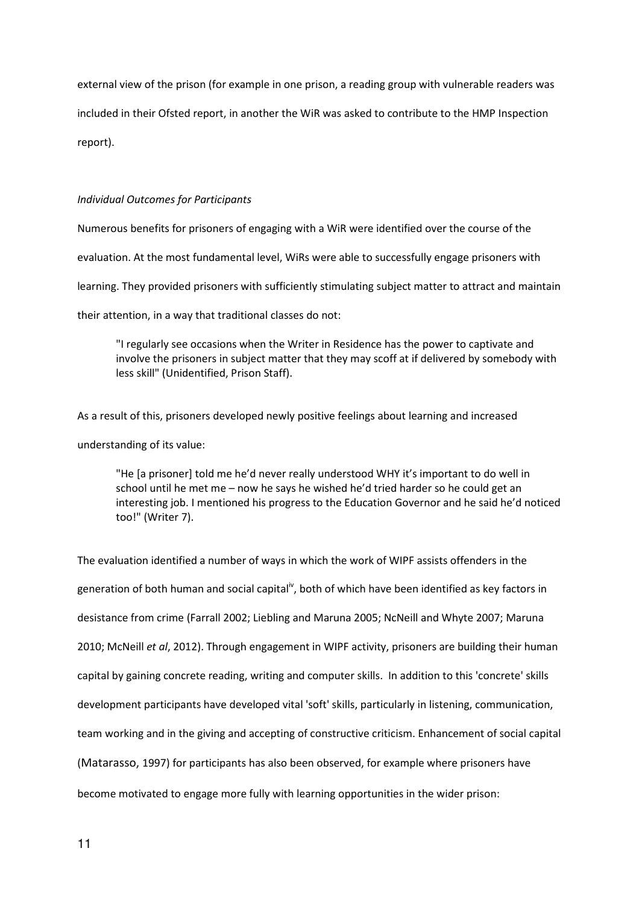external view of the prison (for example in one prison, a reading group with vulnerable readers was included in their Ofsted report, in another the WiR was asked to contribute to the HMP Inspection report).

*Individual Outcomes for Participants*

Numerous benefits for prisoners of engaging with a WiR were identified over the course of the evaluation. At the most fundamental level, WiRs were able to successfully engage prisoners with learning. They provided prisoners with sufficiently stimulating subject matter to attract and maintain their attention, in a way that traditional classes do not:

> "I regularly see occasions when the Writer in Residence has the power to captivate and involve the prisoners in subject matter that they may scoff at if delivered by somebody with less skill" (Unidentified, Prison Staff).

As a result of this, prisoners developed newly positive feelings about learning and increased understanding of its value:

> "He [a prisoner] told me he'd never really understood WHY it's important to do well in school until he met me – now he says he wished he'd tried harder so he could get an interesting job. I mentioned his progress to the Education Governor and he said he'd noticed too!" (Writer 7).

The evaluation identified a number of ways in which the work of WIPF assists offenders in the generation of both human and social capital[iv], both of which have been identified as key factors in desistance from crime (Farrall 2002; Liebling and Maruna 2005; NcNeill and Whyte 2007; Maruna 2010; McNeill *et al*, 2012). Through engagement in WIPF activity, prisoners are building their human capital by gaining concrete reading, writing and computer skills. In addition to this 'concrete' skills development participants have developed vital 'soft' skills, particularly in listening, communication, team working and in the giving and accepting of constructive criticism. Enhancement of social capital (Matarasso, 1997) for participants has also been observed, for example where prisoners have become motivated to engage more fully with learning opportunities in the wider prison: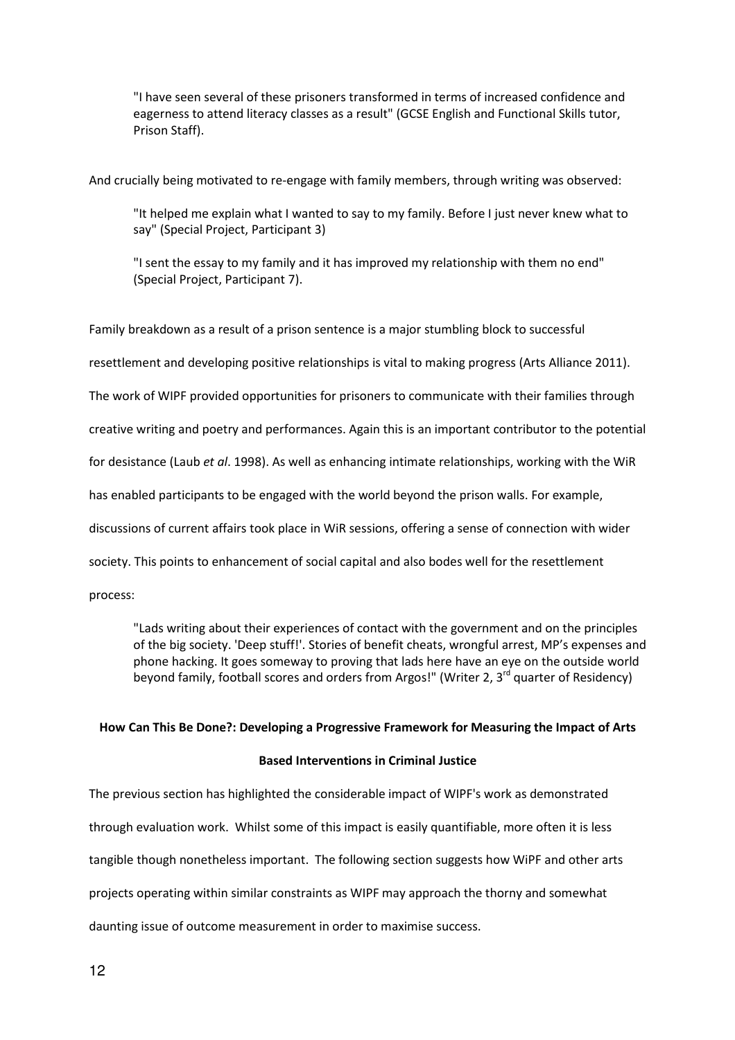> "I have seen several of these prisoners transformed in terms of increased confidence and eagerness to attend literacy classes as a result" (GCSE English and Functional Skills tutor, Prison Staff).

And crucially being motivated to re-engage with family members, through writing was observed:

> "It helped me explain what I wanted to say to my family. Before I just never knew what to say" (Special Project, Participant 3)

> "I sent the essay to my family and it has improved my relationship with them no end" (Special Project, Participant 7).

Family breakdown as a result of a prison sentence is a major stumbling block to successful resettlement and developing positive relationships is vital to making progress (Arts Alliance 2011). The work of WIPF provided opportunities for prisoners to communicate with their families through creative writing and poetry and performances. Again this is an important contributor to the potential for desistance (Laub *et al*. 1998). As well as enhancing intimate relationships, working with the WiR has enabled participants to be engaged with the world beyond the prison walls. For example, discussions of current affairs took place in WiR sessions, offering a sense of connection with wider society. This points to enhancement of social capital and also bodes well for the resettlement process:

> "Lads writing about their experiences of contact with the government and on the principles of the big society. 'Deep stuff!'. Stories of benefit cheats, wrongful arrest, MP's expenses and phone hacking. It goes someway to proving that lads here have an eye on the outside world beyond family, football scores and orders from Argos!" (Writer 2, 3rd quarter of Residency)

**How Can This Be Done?: Developing a Progressive Framework for Measuring the Impact of Arts Based Interventions in Criminal Justice**

The previous section has highlighted the considerable impact of WIPF's work as demonstrated through evaluation work. Whilst some of this impact is easily quantifiable, more often it is less tangible though nonetheless important. The following section suggests how WiPF and other arts projects operating within similar constraints as WIPF may approach the thorny and somewhat daunting issue of outcome measurement in order to maximise success.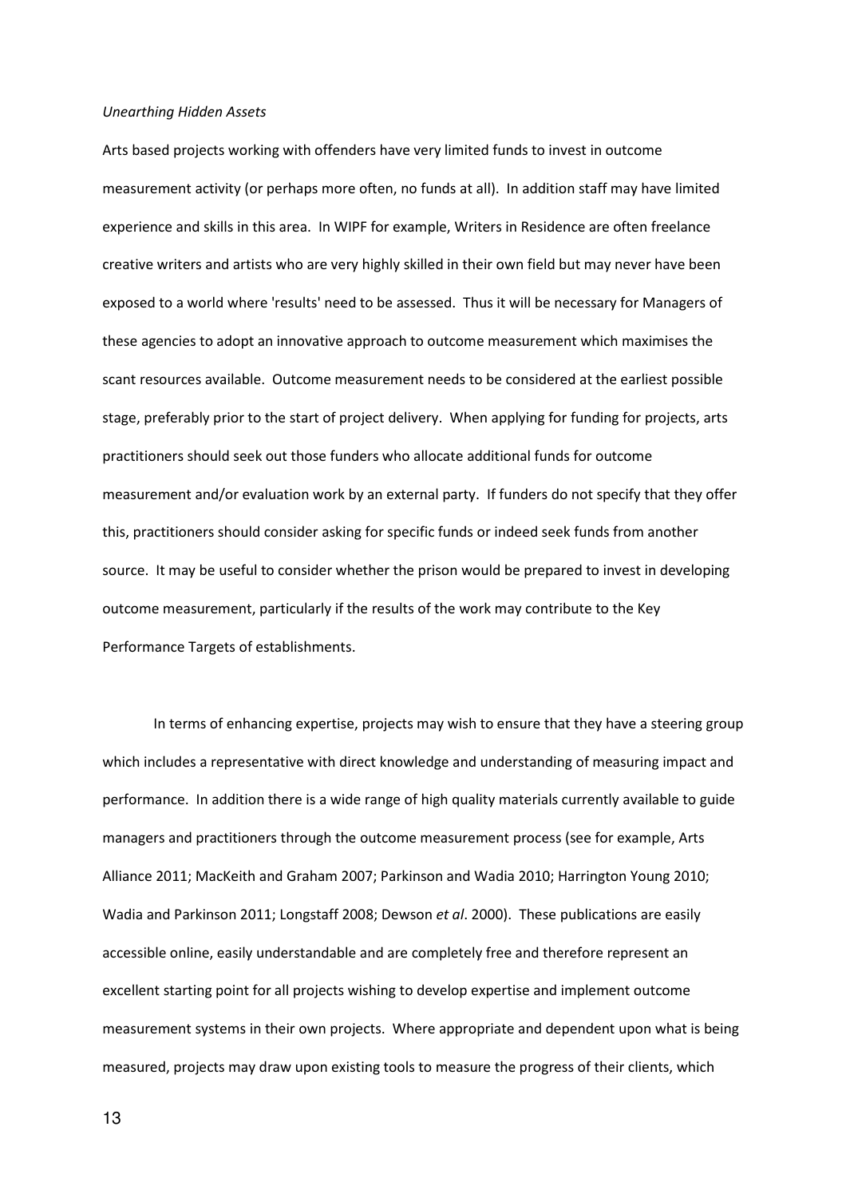*Unearthing Hidden Assets*

Arts based projects working with offenders have very limited funds to invest in outcome measurement activity (or perhaps more often, no funds at all). In addition staff may have limited experience and skills in this area. In WIPF for example, Writers in Residence are often freelance creative writers and artists who are very highly skilled in their own field but may never have been exposed to a world where 'results' need to be assessed. Thus it will be necessary for Managers of these agencies to adopt an innovative approach to outcome measurement which maximises the scant resources available. Outcome measurement needs to be considered at the earliest possible stage, preferably prior to the start of project delivery. When applying for funding for projects, arts practitioners should seek out those funders who allocate additional funds for outcome measurement and/or evaluation work by an external party. If funders do not specify that they offer this, practitioners should consider asking for specific funds or indeed seek funds from another source. It may be useful to consider whether the prison would be prepared to invest in developing outcome measurement, particularly if the results of the work may contribute to the Key Performance Targets of establishments.

In terms of enhancing expertise, projects may wish to ensure that they have a steering group which includes a representative with direct knowledge and understanding of measuring impact and performance. In addition there is a wide range of high quality materials currently available to guide managers and practitioners through the outcome measurement process (see for example, Arts Alliance 2011; MacKeith and Graham 2007; Parkinson and Wadia 2010; Harrington Young 2010; Wadia and Parkinson 2011; Longstaff 2008; Dewson *et al*. 2000). These publications are easily accessible online, easily understandable and are completely free and therefore represent an excellent starting point for all projects wishing to develop expertise and implement outcome measurement systems in their own projects. Where appropriate and dependent upon what is being measured, projects may draw upon existing tools to measure the progress of their clients, which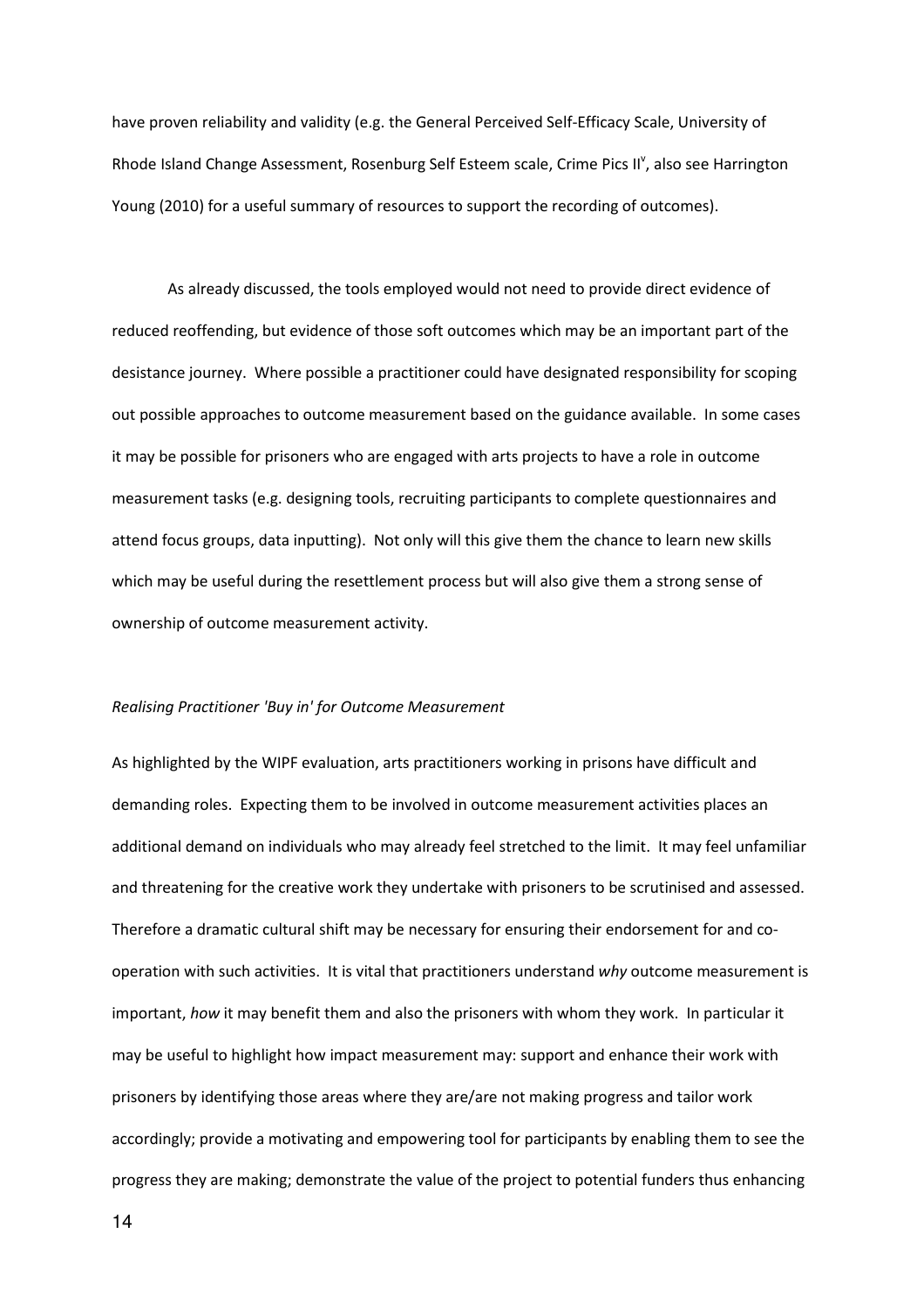have proven reliability and validity (e.g. the General Perceived Self-Efficacy Scale, University of Rhode Island Change Assessment, Rosenburg Self Esteem scale, Crime Pics II[v], also see Harrington Young (2010) for a useful summary of resources to support the recording of outcomes).

As already discussed, the tools employed would not need to provide direct evidence of reduced reoffending, but evidence of those soft outcomes which may be an important part of the desistance journey. Where possible a practitioner could have designated responsibility for scoping out possible approaches to outcome measurement based on the guidance available. In some cases it may be possible for prisoners who are engaged with arts projects to have a role in outcome measurement tasks (e.g. designing tools, recruiting participants to complete questionnaires and attend focus groups, data inputting). Not only will this give them the chance to learn new skills which may be useful during the resettlement process but will also give them a strong sense of ownership of outcome measurement activity.

*Realising Practitioner 'Buy in' for Outcome Measurement*

As highlighted by the WIPF evaluation, arts practitioners working in prisons have difficult and demanding roles. Expecting them to be involved in outcome measurement activities places an additional demand on individuals who may already feel stretched to the limit. It may feel unfamiliar and threatening for the creative work they undertake with prisoners to be scrutinised and assessed. Therefore a dramatic cultural shift may be necessary for ensuring their endorsement for and co-operation with such activities. It is vital that practitioners understand *why* outcome measurement is important, *how* it may benefit them and also the prisoners with whom they work. In particular it may be useful to highlight how impact measurement may: support and enhance their work with prisoners by identifying those areas where they are/are not making progress and tailor work accordingly; provide a motivating and empowering tool for participants by enabling them to see the progress they are making; demonstrate the value of the project to potential funders thus enhancing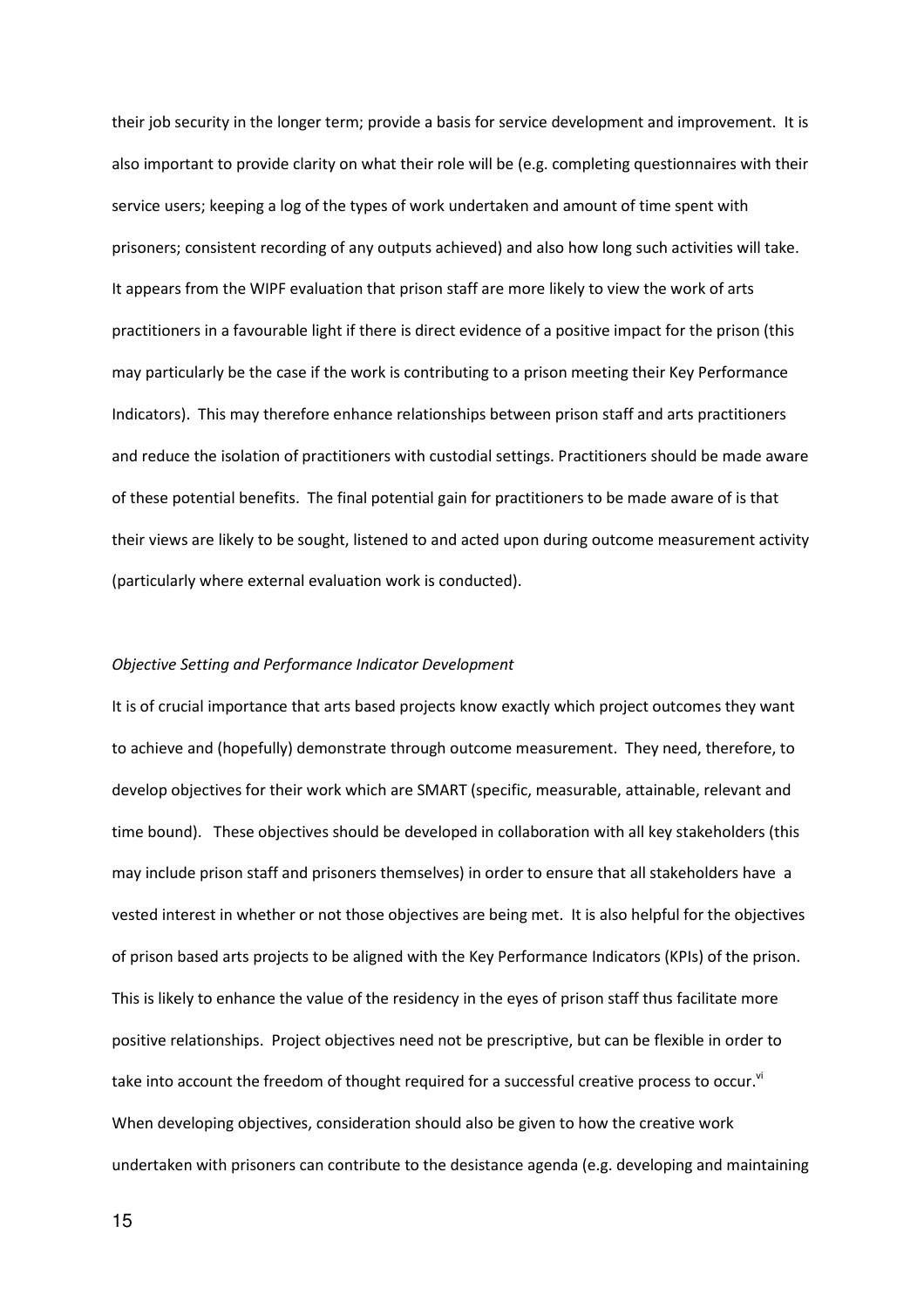their job security in the longer term; provide a basis for service development and improvement. It is also important to provide clarity on what their role will be (e.g. completing questionnaires with their service users; keeping a log of the types of work undertaken and amount of time spent with prisoners; consistent recording of any outputs achieved) and also how long such activities will take. It appears from the WIPF evaluation that prison staff are more likely to view the work of arts practitioners in a favourable light if there is direct evidence of a positive impact for the prison (this may particularly be the case if the work is contributing to a prison meeting their Key Performance Indicators). This may therefore enhance relationships between prison staff and arts practitioners and reduce the isolation of practitioners with custodial settings. Practitioners should be made aware of these potential benefits. The final potential gain for practitioners to be made aware of is that their views are likely to be sought, listened to and acted upon during outcome measurement activity (particularly where external evaluation work is conducted).

*Objective Setting and Performance Indicator Development*

It is of crucial importance that arts based projects know exactly which project outcomes they want to achieve and (hopefully) demonstrate through outcome measurement. They need, therefore, to develop objectives for their work which are SMART (specific, measurable, attainable, relevant and time bound). These objectives should be developed in collaboration with all key stakeholders (this may include prison staff and prisoners themselves) in order to ensure that all stakeholders have a vested interest in whether or not those objectives are being met. It is also helpful for the objectives of prison based arts projects to be aligned with the Key Performance Indicators (KPIs) of the prison. This is likely to enhance the value of the residency in the eyes of prison staff thus facilitate more positive relationships. Project objectives need not be prescriptive, but can be flexible in order to take into account the freedom of thought required for a successful creative process to occur.[vi] When developing objectives, consideration should also be given to how the creative work undertaken with prisoners can contribute to the desistance agenda (e.g. developing and maintaining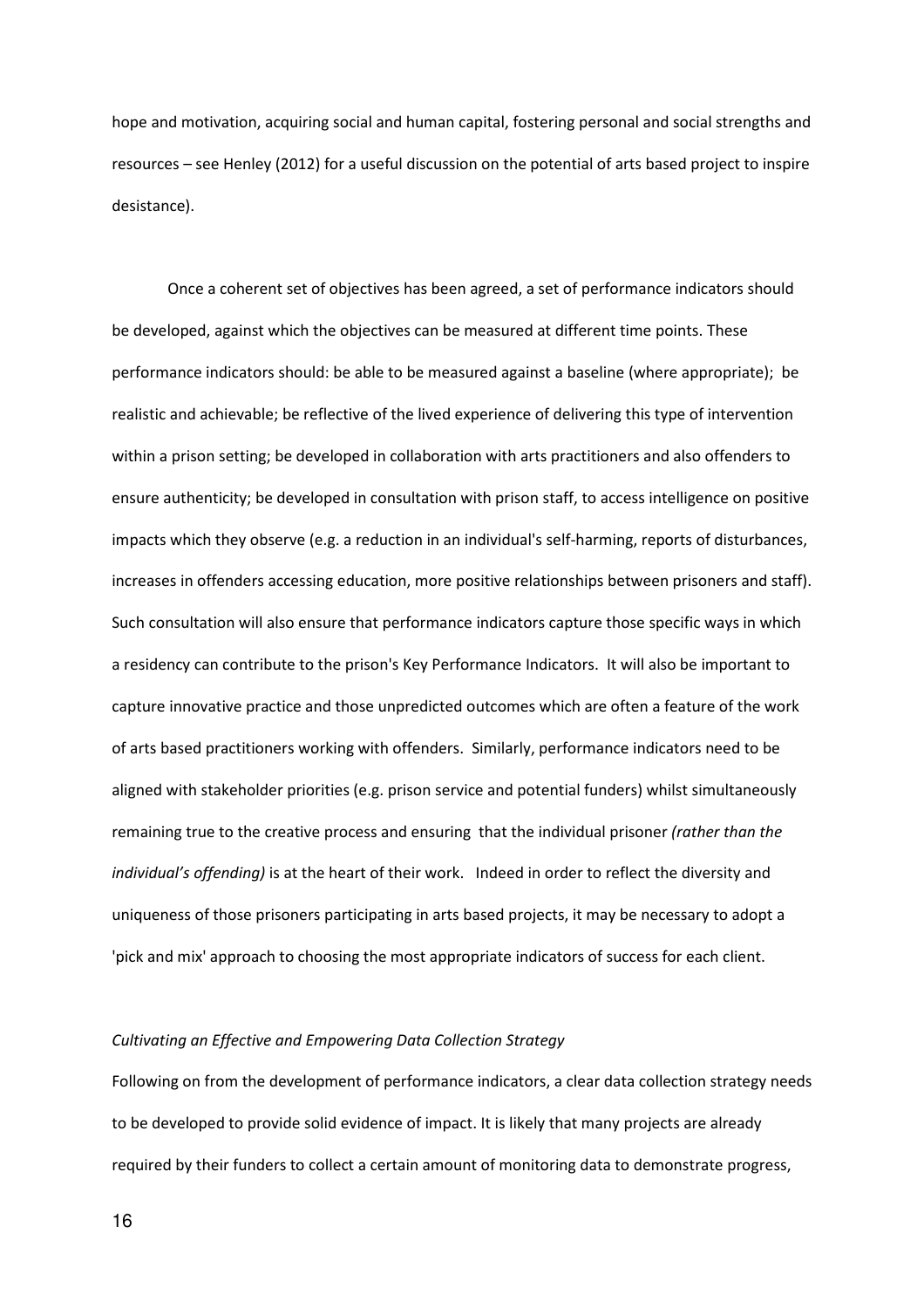hope and motivation, acquiring social and human capital, fostering personal and social strengths and resources – see Henley (2012) for a useful discussion on the potential of arts based project to inspire desistance).

Once a coherent set of objectives has been agreed, a set of performance indicators should be developed, against which the objectives can be measured at different time points. These performance indicators should: be able to be measured against a baseline (where appropriate); be realistic and achievable; be reflective of the lived experience of delivering this type of intervention within a prison setting; be developed in collaboration with arts practitioners and also offenders to ensure authenticity; be developed in consultation with prison staff, to access intelligence on positive impacts which they observe (e.g. a reduction in an individual's self-harming, reports of disturbances, increases in offenders accessing education, more positive relationships between prisoners and staff). Such consultation will also ensure that performance indicators capture those specific ways in which a residency can contribute to the prison's Key Performance Indicators. It will also be important to capture innovative practice and those unpredicted outcomes which are often a feature of the work of arts based practitioners working with offenders. Similarly, performance indicators need to be aligned with stakeholder priorities (e.g. prison service and potential funders) whilst simultaneously remaining true to the creative process and ensuring that the individual prisoner *(rather than the individual's offending)* is at the heart of their work. Indeed in order to reflect the diversity and uniqueness of those prisoners participating in arts based projects, it may be necessary to adopt a 'pick and mix' approach to choosing the most appropriate indicators of success for each client.

*Cultivating an Effective and Empowering Data Collection Strategy*

Following on from the development of performance indicators, a clear data collection strategy needs to be developed to provide solid evidence of impact. It is likely that many projects are already required by their funders to collect a certain amount of monitoring data to demonstrate progress,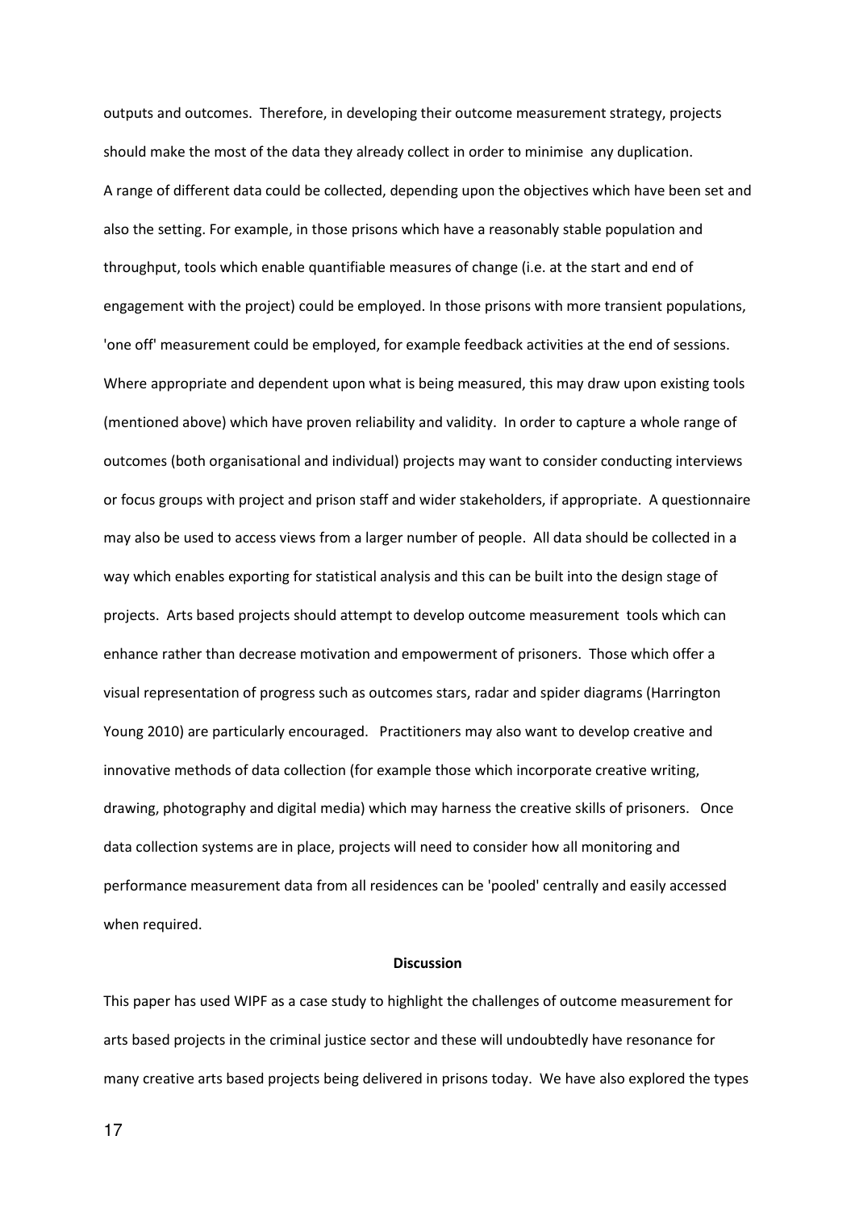outputs and outcomes. Therefore, in developing their outcome measurement strategy, projects should make the most of the data they already collect in order to minimise any duplication.

A range of different data could be collected, depending upon the objectives which have been set and also the setting. For example, in those prisons which have a reasonably stable population and throughput, tools which enable quantifiable measures of change (i.e. at the start and end of engagement with the project) could be employed. In those prisons with more transient populations, 'one off' measurement could be employed, for example feedback activities at the end of sessions. Where appropriate and dependent upon what is being measured, this may draw upon existing tools (mentioned above) which have proven reliability and validity. In order to capture a whole range of outcomes (both organisational and individual) projects may want to consider conducting interviews or focus groups with project and prison staff and wider stakeholders, if appropriate. A questionnaire may also be used to access views from a larger number of people. All data should be collected in a way which enables exporting for statistical analysis and this can be built into the design stage of projects. Arts based projects should attempt to develop outcome measurement tools which can enhance rather than decrease motivation and empowerment of prisoners. Those which offer a visual representation of progress such as outcomes stars, radar and spider diagrams (Harrington Young 2010) are particularly encouraged. Practitioners may also want to develop creative and innovative methods of data collection (for example those which incorporate creative writing, drawing, photography and digital media) which may harness the creative skills of prisoners. Once data collection systems are in place, projects will need to consider how all monitoring and performance measurement data from all residences can be 'pooled' centrally and easily accessed when required.

## Discussion

This paper has used WIPF as a case study to highlight the challenges of outcome measurement for arts based projects in the criminal justice sector and these will undoubtedly have resonance for many creative arts based projects being delivered in prisons today. We have also explored the types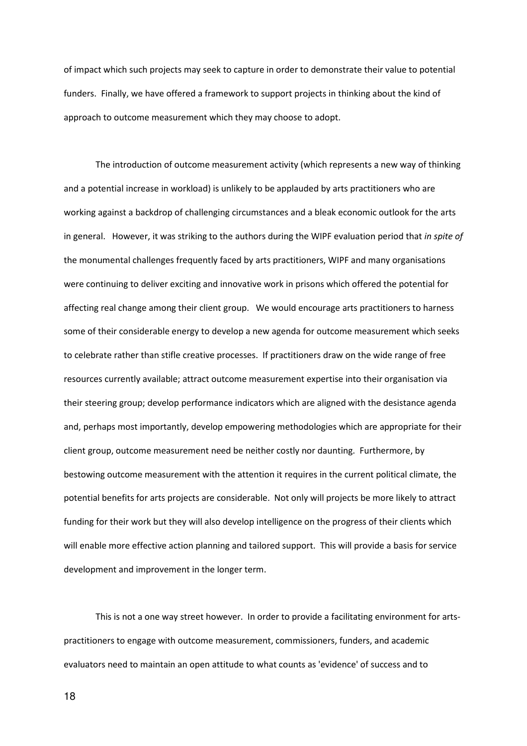of impact which such projects may seek to capture in order to demonstrate their value to potential funders. Finally, we have offered a framework to support projects in thinking about the kind of approach to outcome measurement which they may choose to adopt.

The introduction of outcome measurement activity (which represents a new way of thinking and a potential increase in workload) is unlikely to be applauded by arts practitioners who are working against a backdrop of challenging circumstances and a bleak economic outlook for the arts in general. However, it was striking to the authors during the WIPF evaluation period that *in spite of* the monumental challenges frequently faced by arts practitioners, WIPF and many organisations were continuing to deliver exciting and innovative work in prisons which offered the potential for affecting real change among their client group. We would encourage arts practitioners to harness some of their considerable energy to develop a new agenda for outcome measurement which seeks to celebrate rather than stifle creative processes. If practitioners draw on the wide range of free resources currently available; attract outcome measurement expertise into their organisation via their steering group; develop performance indicators which are aligned with the desistance agenda and, perhaps most importantly, develop empowering methodologies which are appropriate for their client group, outcome measurement need be neither costly nor daunting. Furthermore, by bestowing outcome measurement with the attention it requires in the current political climate, the potential benefits for arts projects are considerable. Not only will projects be more likely to attract funding for their work but they will also develop intelligence on the progress of their clients which will enable more effective action planning and tailored support. This will provide a basis for service development and improvement in the longer term.

This is not a one way street however. In order to provide a facilitating environment for arts-practitioners to engage with outcome measurement, commissioners, funders, and academic evaluators need to maintain an open attitude to what counts as 'evidence' of success and to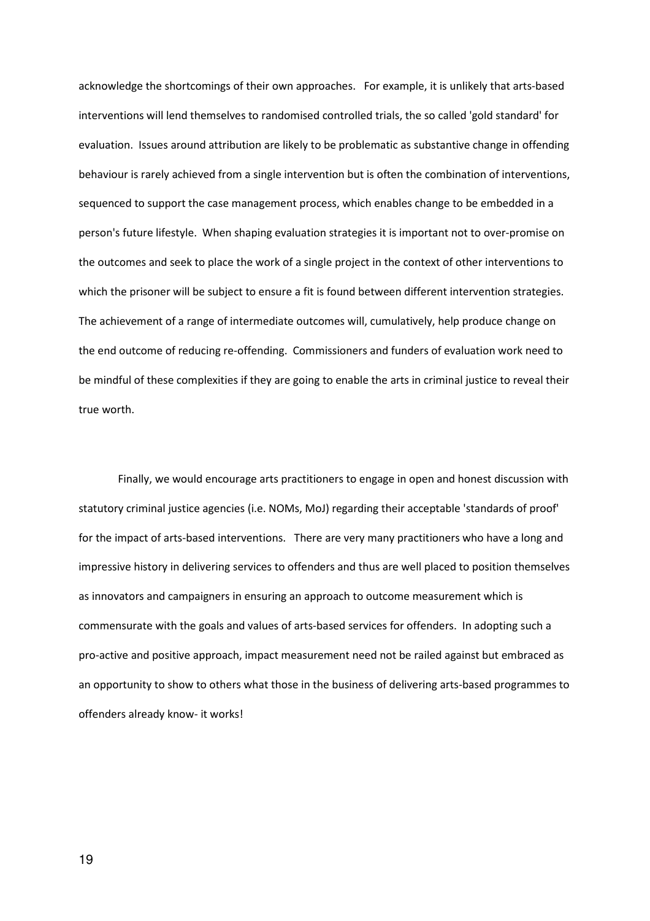acknowledge the shortcomings of their own approaches. For example, it is unlikely that arts-based interventions will lend themselves to randomised controlled trials, the so called 'gold standard' for evaluation. Issues around attribution are likely to be problematic as substantive change in offending behaviour is rarely achieved from a single intervention but is often the combination of interventions, sequenced to support the case management process, which enables change to be embedded in a person's future lifestyle. When shaping evaluation strategies it is important not to over-promise on the outcomes and seek to place the work of a single project in the context of other interventions to which the prisoner will be subject to ensure a fit is found between different intervention strategies. The achievement of a range of intermediate outcomes will, cumulatively, help produce change on the end outcome of reducing re-offending. Commissioners and funders of evaluation work need to be mindful of these complexities if they are going to enable the arts in criminal justice to reveal their true worth.

Finally, we would encourage arts practitioners to engage in open and honest discussion with statutory criminal justice agencies (i.e. NOMs, MoJ) regarding their acceptable 'standards of proof' for the impact of arts-based interventions. There are very many practitioners who have a long and impressive history in delivering services to offenders and thus are well placed to position themselves as innovators and campaigners in ensuring an approach to outcome measurement which is commensurate with the goals and values of arts-based services for offenders. In adopting such a pro-active and positive approach, impact measurement need not be railed against but embraced as an opportunity to show to others what those in the business of delivering arts-based programmes to offenders already know- it works!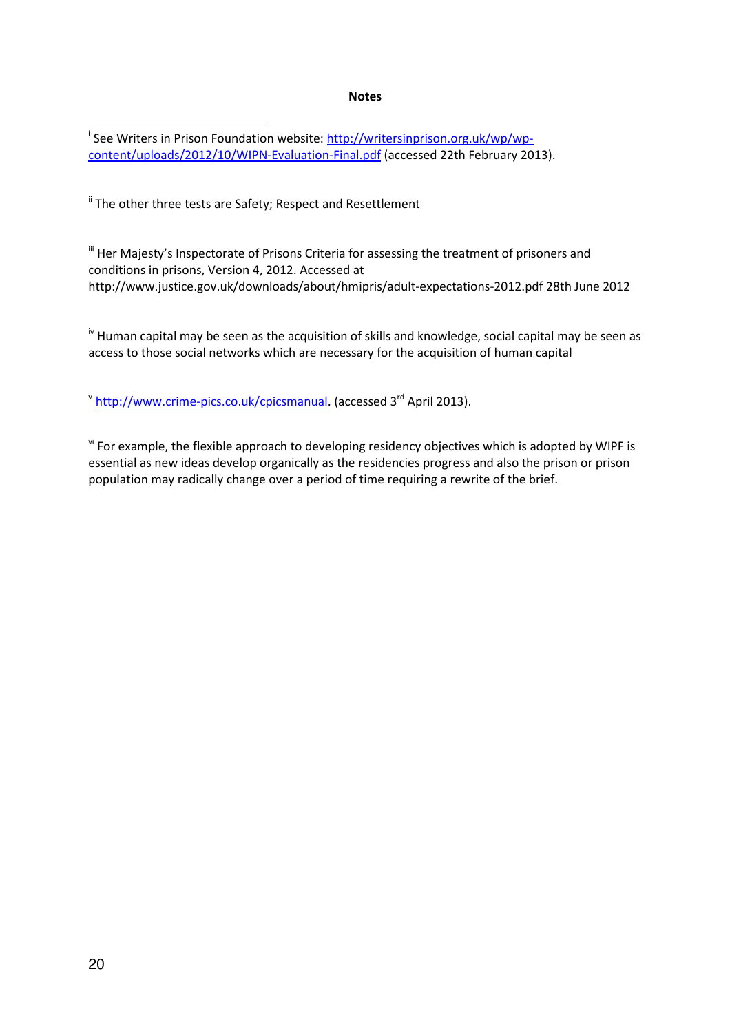**Notes**

[i] See Writers in Prison Foundation website: http://writersinprison.org.uk/wp/wp-content/uploads/2012/10/WIPN-Evaluation-Final.pdf (accessed 22th February 2013).

[ii] The other three tests are Safety; Respect and Resettlement

[iii] Her Majesty's Inspectorate of Prisons Criteria for assessing the treatment of prisoners and conditions in prisons, Version 4, 2012. Accessed at http://www.justice.gov.uk/downloads/about/hmipris/adult-expectations-2012.pdf 28th June 2012

[iv] Human capital may be seen as the acquisition of skills and knowledge, social capital may be seen as access to those social networks which are necessary for the acquisition of human capital

[v] http://www.crime-pics.co.uk/cpicsmanual. (accessed 3rd April 2013).

[vi] For example, the flexible approach to developing residency objectives which is adopted by WIPF is essential as new ideas develop organically as the residencies progress and also the prison or prison population may radically change over a period of time requiring a rewrite of the brief.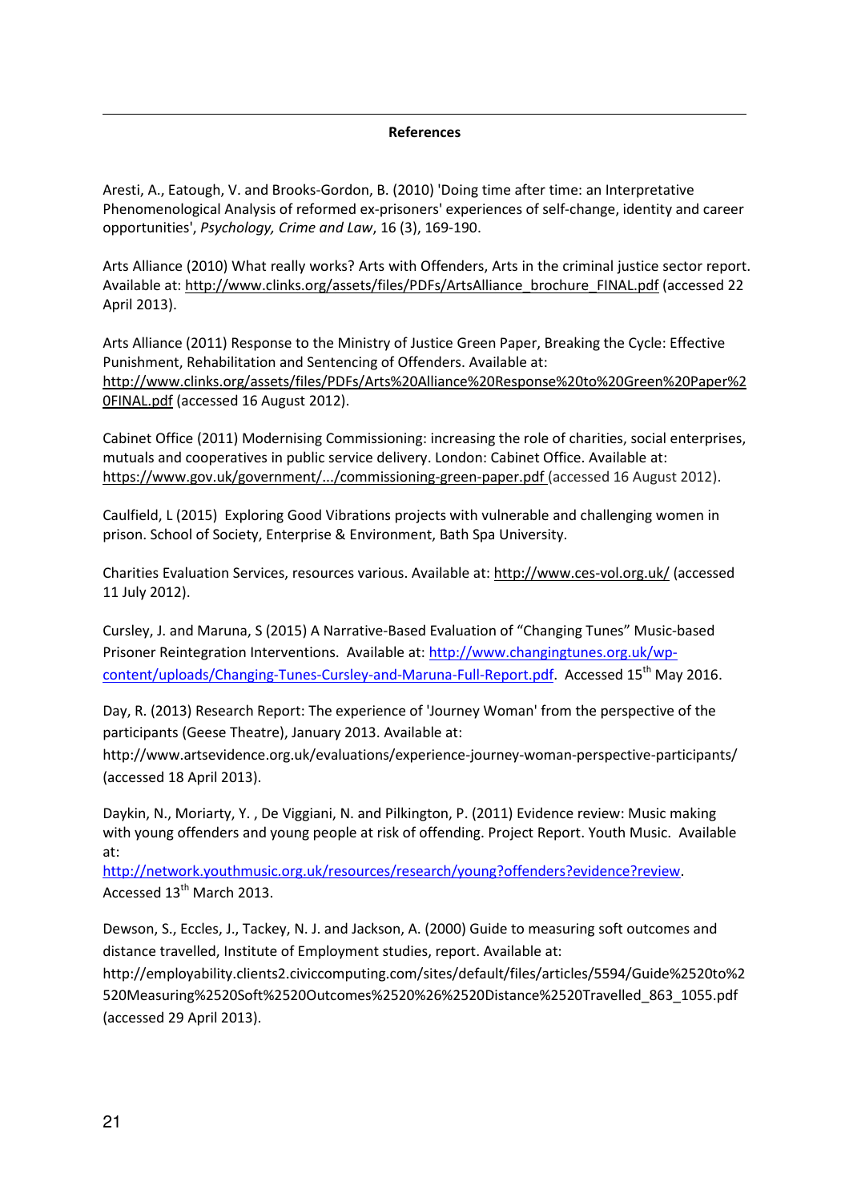## References

Aresti, A., Eatough, V. and Brooks-Gordon, B. (2010) 'Doing time after time: an Interpretative Phenomenological Analysis of reformed ex-prisoners' experiences of self-change, identity and career opportunities', *Psychology, Crime and Law*, 16 (3), 169-190.

Arts Alliance (2010) What really works? Arts with Offenders, Arts in the criminal justice sector report. Available at: http://www.clinks.org/assets/files/PDFs/ArtsAlliance_brochure_FINAL.pdf (accessed 22 April 2013).

Arts Alliance (2011) Response to the Ministry of Justice Green Paper, Breaking the Cycle: Effective Punishment, Rehabilitation and Sentencing of Offenders. Available at: http://www.clinks.org/assets/files/PDFs/Arts%20Alliance%20Response%20to%20Green%20Paper%20FINAL.pdf (accessed 16 August 2012).

Cabinet Office (2011) Modernising Commissioning: increasing the role of charities, social enterprises, mutuals and cooperatives in public service delivery. London: Cabinet Office. Available at: https://www.gov.uk/government/.../commissioning-green-paper.pdf (accessed 16 August 2012).

Caulfield, L (2015) Exploring Good Vibrations projects with vulnerable and challenging women in prison. School of Society, Enterprise & Environment, Bath Spa University.

Charities Evaluation Services, resources various. Available at: http://www.ces-vol.org.uk/ (accessed 11 July 2012).

Cursley, J. and Maruna, S (2015) A Narrative-Based Evaluation of "Changing Tunes" Music-based Prisoner Reintegration Interventions. Available at: http://www.changingtunes.org.uk/wp-content/uploads/Changing-Tunes-Cursley-and-Maruna-Full-Report.pdf. Accessed 15th May 2016.

Day, R. (2013) Research Report: The experience of 'Journey Woman' from the perspective of the participants (Geese Theatre), January 2013. Available at: http://www.artsevidence.org.uk/evaluations/experience-journey-woman-perspective-participants/ (accessed 18 April 2013).

Daykin, N., Moriarty, Y. , De Viggiani, N. and Pilkington, P. (2011) Evidence review: Music making with young offenders and young people at risk of offending. Project Report. Youth Music. Available at: http://network.youthmusic.org.uk/resources/research/young?offenders?evidence?review. Accessed 13th March 2013.

Dewson, S., Eccles, J., Tackey, N. J. and Jackson, A. (2000) Guide to measuring soft outcomes and distance travelled, Institute of Employment studies, report. Available at: http://employability.clients2.civiccomputing.com/sites/default/files/articles/5594/Guide%2520to%2520Measuring%2520Soft%2520Outcomes%2520%26%2520Distance%2520Travelled_863_1055.pdf (accessed 29 April 2013).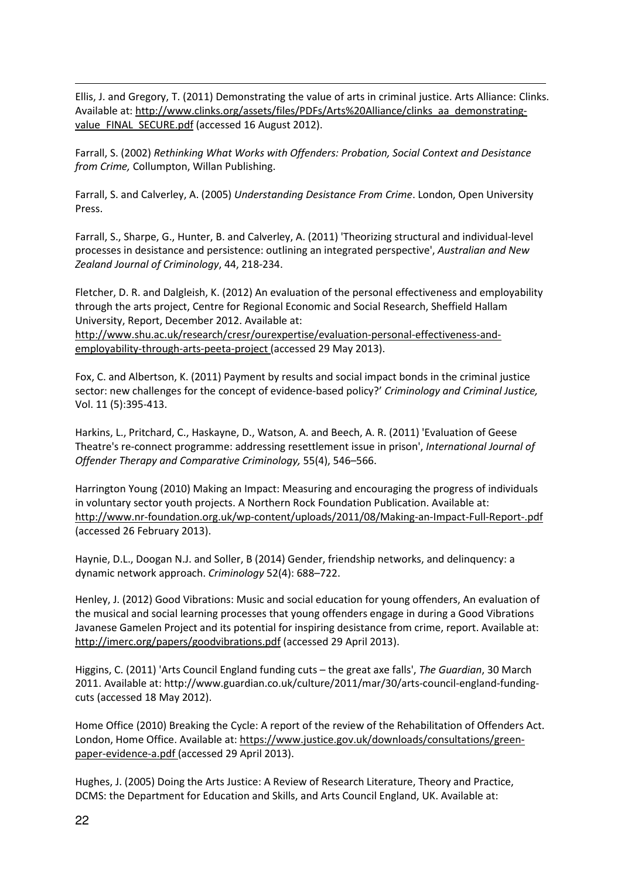Ellis, J. and Gregory, T. (2011) Demonstrating the value of arts in criminal justice. Arts Alliance: Clinks. Available at: http://www.clinks.org/assets/files/PDFs/Arts%20Alliance/clinks_aa_demonstrating-value_FINAL_SECURE.pdf (accessed 16 August 2012).

Farrall, S. (2002) *Rethinking What Works with Offenders: Probation, Social Context and Desistance from Crime,* Collumpton, Willan Publishing.

Farrall, S. and Calverley, A. (2005) *Understanding Desistance From Crime*. London, Open University Press.

Farrall, S., Sharpe, G., Hunter, B. and Calverley, A. (2011) 'Theorizing structural and individual-level processes in desistance and persistence: outlining an integrated perspective', *Australian and New Zealand Journal of Criminology*, 44, 218-234.

Fletcher, D. R. and Dalgleish, K. (2012) An evaluation of the personal effectiveness and employability through the arts project, Centre for Regional Economic and Social Research, Sheffield Hallam University, Report, December 2012. Available at: http://www.shu.ac.uk/research/cresr/ourexpertise/evaluation-personal-effectiveness-and-employability-through-arts-peeta-project (accessed 29 May 2013).

Fox, C. and Albertson, K. (2011) Payment by results and social impact bonds in the criminal justice sector: new challenges for the concept of evidence-based policy?' *Criminology and Criminal Justice,* Vol. 11 (5):395-413.

Harkins, L., Pritchard, C., Haskayne, D., Watson, A. and Beech, A. R. (2011) 'Evaluation of Geese Theatre's re-connect programme: addressing resettlement issue in prison', *International Journal of Offender Therapy and Comparative Criminology,* 55(4), 546–566.

Harrington Young (2010) Making an Impact: Measuring and encouraging the progress of individuals in voluntary sector youth projects. A Northern Rock Foundation Publication. Available at: http://www.nr-foundation.org.uk/wp-content/uploads/2011/08/Making-an-Impact-Full-Report-.pdf (accessed 26 February 2013).

Haynie, D.L., Doogan N.J. and Soller, B (2014) Gender, friendship networks, and delinquency: a dynamic network approach. *Criminology* 52(4): 688–722.

Henley, J. (2012) Good Vibrations: Music and social education for young offenders, An evaluation of the musical and social learning processes that young offenders engage in during a Good Vibrations Javanese Gamelen Project and its potential for inspiring desistance from crime, report. Available at: http://imerc.org/papers/goodvibrations.pdf (accessed 29 April 2013).

Higgins, C. (2011) 'Arts Council England funding cuts – the great axe falls', *The Guardian*, 30 March 2011. Available at: http://www.guardian.co.uk/culture/2011/mar/30/arts-council-england-funding-cuts (accessed 18 May 2012).

Home Office (2010) Breaking the Cycle: A report of the review of the Rehabilitation of Offenders Act. London, Home Office. Available at: https://www.justice.gov.uk/downloads/consultations/green-paper-evidence-a.pdf (accessed 29 April 2013).

Hughes, J. (2005) Doing the Arts Justice: A Review of Research Literature, Theory and Practice, DCMS: the Department for Education and Skills, and Arts Council England, UK. Available at: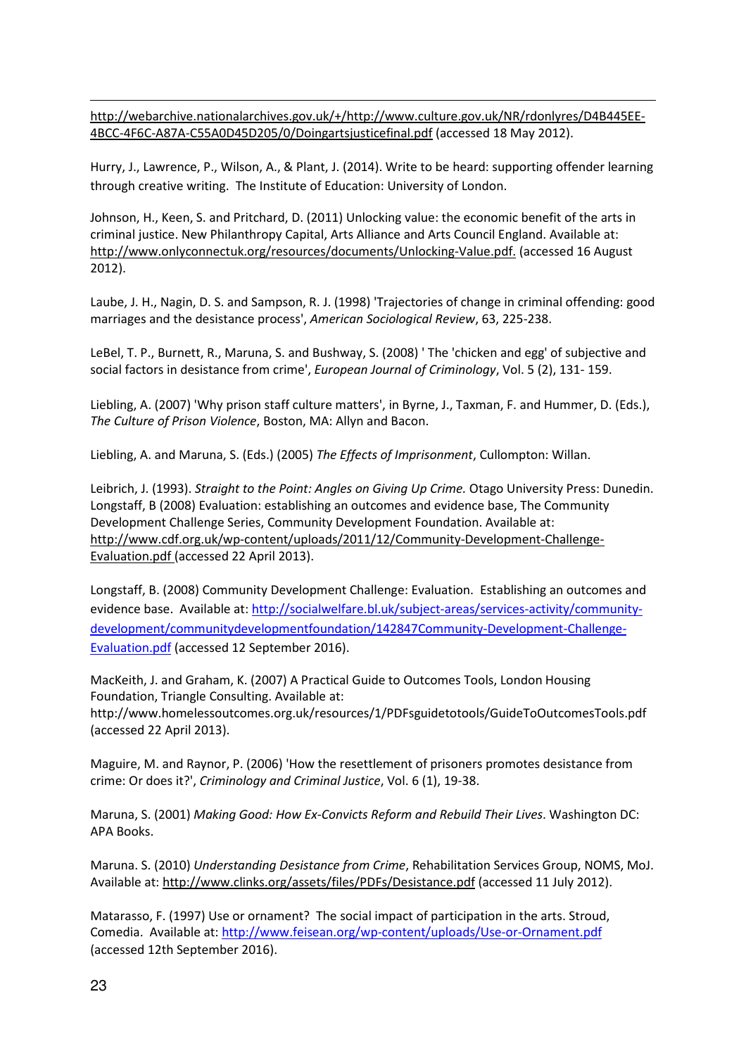http://webarchive.nationalarchives.gov.uk/+/http://www.culture.gov.uk/NR/rdonlyres/D4B445EE-4BCC-4F6C-A87A-C55A0D45D205/0/Doingartsjusticefinal.pdf (accessed 18 May 2012).

Hurry, J., Lawrence, P., Wilson, A., & Plant, J. (2014). Write to be heard: supporting offender learning through creative writing. The Institute of Education: University of London.

Johnson, H., Keen, S. and Pritchard, D. (2011) Unlocking value: the economic benefit of the arts in criminal justice. New Philanthropy Capital, Arts Alliance and Arts Council England. Available at: http://www.onlyconnectuk.org/resources/documents/Unlocking-Value.pdf. (accessed 16 August 2012).

Laube, J. H., Nagin, D. S. and Sampson, R. J. (1998) 'Trajectories of change in criminal offending: good marriages and the desistance process', *American Sociological Review*, 63, 225-238.

LeBel, T. P., Burnett, R., Maruna, S. and Bushway, S. (2008) ' The 'chicken and egg' of subjective and social factors in desistance from crime', *European Journal of Criminology*, Vol. 5 (2), 131- 159.

Liebling, A. (2007) 'Why prison staff culture matters', in Byrne, J., Taxman, F. and Hummer, D. (Eds.), *The Culture of Prison Violence*, Boston, MA: Allyn and Bacon.

Liebling, A. and Maruna, S. (Eds.) (2005) *The Effects of Imprisonment*, Cullompton: Willan.

Leibrich, J. (1993). *Straight to the Point: Angles on Giving Up Crime.* Otago University Press: Dunedin. Longstaff, B (2008) Evaluation: establishing an outcomes and evidence base, The Community Development Challenge Series, Community Development Foundation. Available at: http://www.cdf.org.uk/wp-content/uploads/2011/12/Community-Development-Challenge-Evaluation.pdf (accessed 22 April 2013).

Longstaff, B. (2008) Community Development Challenge: Evaluation. Establishing an outcomes and evidence base. Available at: http://socialwelfare.bl.uk/subject-areas/services-activity/community-development/communitydevelopmentfoundation/142847Community-Development-Challenge-Evaluation.pdf (accessed 12 September 2016).

MacKeith, J. and Graham, K. (2007) A Practical Guide to Outcomes Tools, London Housing Foundation, Triangle Consulting. Available at: http://www.homelessoutcomes.org.uk/resources/1/PDFsguidetotools/GuideToOutcomesTools.pdf (accessed 22 April 2013).

Maguire, M. and Raynor, P. (2006) 'How the resettlement of prisoners promotes desistance from crime: Or does it?', *Criminology and Criminal Justice*, Vol. 6 (1), 19-38.

Maruna, S. (2001) *Making Good: How Ex-Convicts Reform and Rebuild Their Lives*. Washington DC: APA Books.

Maruna. S. (2010) *Understanding Desistance from Crime*, Rehabilitation Services Group, NOMS, MoJ. Available at: http://www.clinks.org/assets/files/PDFs/Desistance.pdf (accessed 11 July 2012).

Matarasso, F. (1997) Use or ornament? The social impact of participation in the arts. Stroud, Comedia. Available at: http://www.feisean.org/wp-content/uploads/Use-or-Ornament.pdf (accessed 12th September 2016).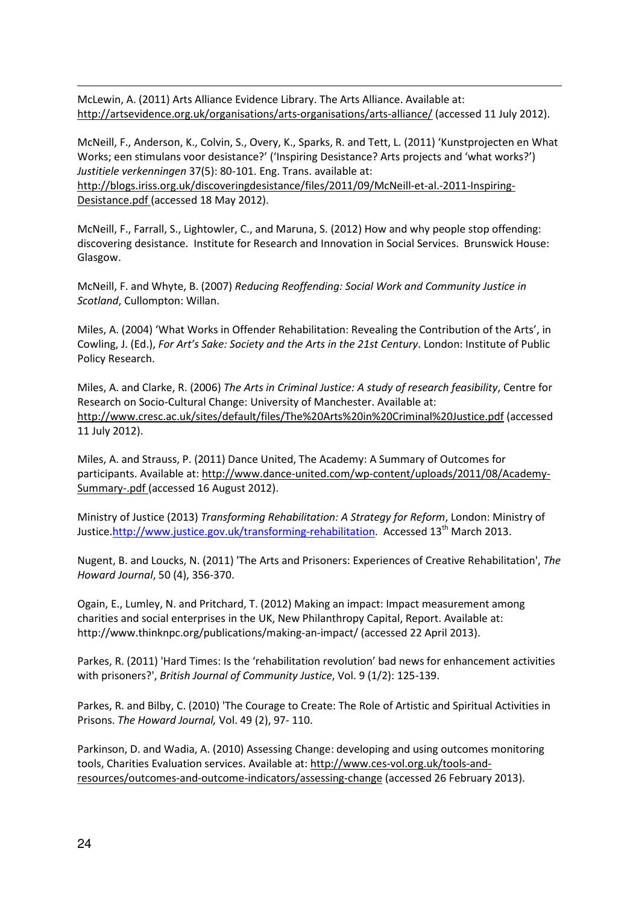McLewin, A. (2011) Arts Alliance Evidence Library. The Arts Alliance. Available at: http://artsevidence.org.uk/organisations/arts-organisations/arts-alliance/ (accessed 11 July 2012).

McNeill, F., Anderson, K., Colvin, S., Overy, K., Sparks, R. and Tett, L. (2011) 'Kunstprojecten en What Works; een stimulans voor desistance?' ('Inspiring Desistance? Arts projects and 'what works?') *Justitiele verkenningen* 37(5): 80-101. Eng. Trans. available at: http://blogs.iriss.org.uk/discoveringdesistance/files/2011/09/McNeill-et-al.-2011-Inspiring-Desistance.pdf (accessed 18 May 2012).

McNeill, F., Farrall, S., Lightowler, C., and Maruna, S. (2012) How and why people stop offending: discovering desistance. Institute for Research and Innovation in Social Services. Brunswick House: Glasgow.

McNeill, F. and Whyte, B. (2007) *Reducing Reoffending: Social Work and Community Justice in Scotland*, Cullompton: Willan.

Miles, A. (2004) 'What Works in Offender Rehabilitation: Revealing the Contribution of the Arts', in Cowling, J. (Ed.), *For Art's Sake: Society and the Arts in the 21st Century*. London: Institute of Public Policy Research.

Miles, A. and Clarke, R. (2006) *The Arts in Criminal Justice: A study of research feasibility*, Centre for Research on Socio-Cultural Change: University of Manchester. Available at: http://www.cresc.ac.uk/sites/default/files/The%20Arts%20in%20Criminal%20Justice.pdf (accessed 11 July 2012).

Miles, A. and Strauss, P. (2011) Dance United, The Academy: A Summary of Outcomes for participants. Available at: http://www.dance-united.com/wp-content/uploads/2011/08/Academy-Summary-.pdf (accessed 16 August 2012).

Ministry of Justice (2013) *Transforming Rehabilitation: A Strategy for Reform*, London: Ministry of Justice.http://www.justice.gov.uk/transforming-rehabilitation. Accessed 13th March 2013.

Nugent, B. and Loucks, N. (2011) 'The Arts and Prisoners: Experiences of Creative Rehabilitation', *The Howard Journal*, 50 (4), 356-370.

Ogain, E., Lumley, N. and Pritchard, T. (2012) Making an impact: Impact measurement among charities and social enterprises in the UK, New Philanthropy Capital, Report. Available at: http://www.thinknpc.org/publications/making-an-impact/ (accessed 22 April 2013).

Parkes, R. (2011) 'Hard Times: Is the 'rehabilitation revolution' bad news for enhancement activities with prisoners?', *British Journal of Community Justice*, Vol. 9 (1/2): 125-139.

Parkes, R. and Bilby, C. (2010) 'The Courage to Create: The Role of Artistic and Spiritual Activities in Prisons. *The Howard Journal,* Vol. 49 (2), 97- 110.

Parkinson, D. and Wadia, A. (2010) Assessing Change: developing and using outcomes monitoring tools, Charities Evaluation services. Available at: http://www.ces-vol.org.uk/tools-and-resources/outcomes-and-outcome-indicators/assessing-change (accessed 26 February 2013).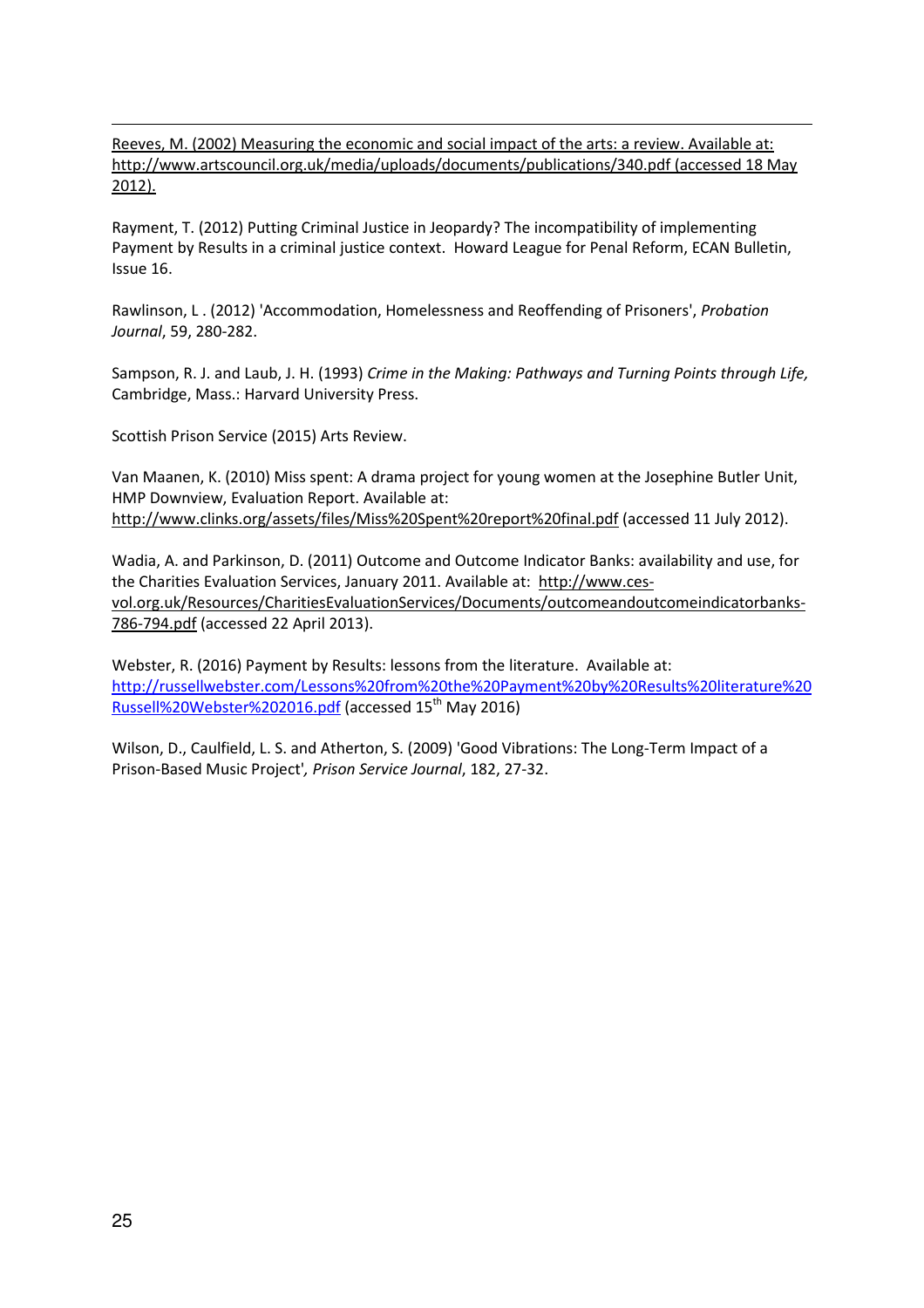Reeves, M. (2002) Measuring the economic and social impact of the arts: a review. Available at: http://www.artscouncil.org.uk/media/uploads/documents/publications/340.pdf (accessed 18 May 2012).

Rayment, T. (2012) Putting Criminal Justice in Jeopardy? The incompatibility of implementing Payment by Results in a criminal justice context. Howard League for Penal Reform, ECAN Bulletin, Issue 16.

Rawlinson, L . (2012) 'Accommodation, Homelessness and Reoffending of Prisoners', *Probation Journal*, 59, 280-282.

Sampson, R. J. and Laub, J. H. (1993) *Crime in the Making: Pathways and Turning Points through Life,* Cambridge, Mass.: Harvard University Press.

Scottish Prison Service (2015) Arts Review.

Van Maanen, K. (2010) Miss spent: A drama project for young women at the Josephine Butler Unit, HMP Downview, Evaluation Report. Available at: http://www.clinks.org/assets/files/Miss%20Spent%20report%20final.pdf (accessed 11 July 2012).

Wadia, A. and Parkinson, D. (2011) Outcome and Outcome Indicator Banks: availability and use, for the Charities Evaluation Services, January 2011. Available at: http://www.ces-vol.org.uk/Resources/CharitiesEvaluationServices/Documents/outcomeandoutcomeindicatorbanks-786-794.pdf (accessed 22 April 2013).

Webster, R. (2016) Payment by Results: lessons from the literature. Available at: http://russellwebster.com/Lessons%20from%20the%20Payment%20by%20Results%20literature%20Russell%20Webster%202016.pdf (accessed 15th May 2016)

Wilson, D., Caulfield, L. S. and Atherton, S. (2009) 'Good Vibrations: The Long-Term Impact of a Prison-Based Music Project', *Prison Service Journal*, 182, 27-32.